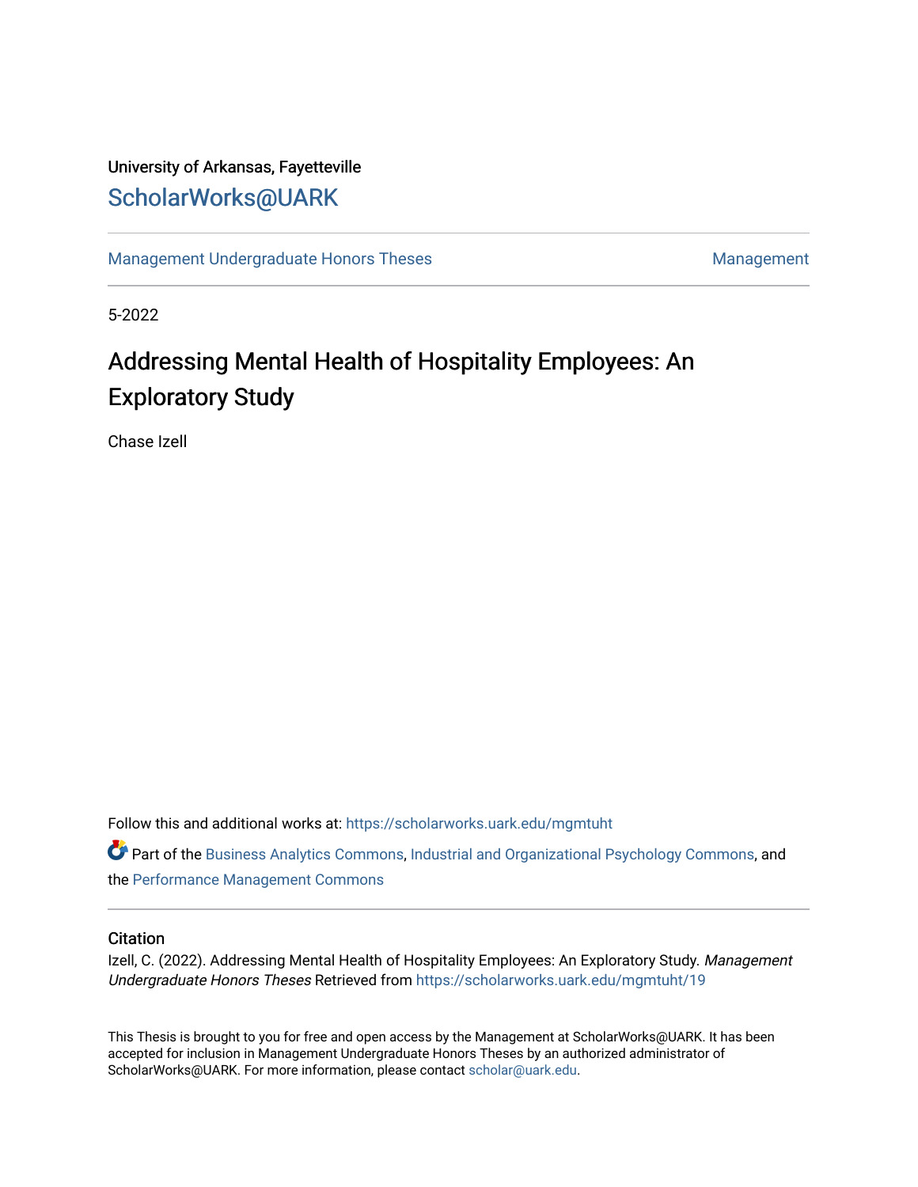University of Arkansas, Fayetteville

ScholarWorks@UARK

Management Undergraduate Honors Theses | Management

5-2022

# Addressing Mental Health of Hospitality Employees: An Exploratory Study

Chase Izell

Follow this and additional works at: https://scholarworks.uark.edu/mgmtuht

Part of the Business Analytics Commons, Industrial and Organizational Psychology Commons, and the Performance Management Commons

## Citation

Izell, C. (2022). Addressing Mental Health of Hospitality Employees: An Exploratory Study. *Management Undergraduate Honors Theses* Retrieved from https://scholarworks.uark.edu/mgmtuht/19

This Thesis is brought to you for free and open access by the Management at ScholarWorks@UARK. It has been accepted for inclusion in Management Undergraduate Honors Theses by an authorized administrator of ScholarWorks@UARK. For more information, please contact scholar@uark.edu.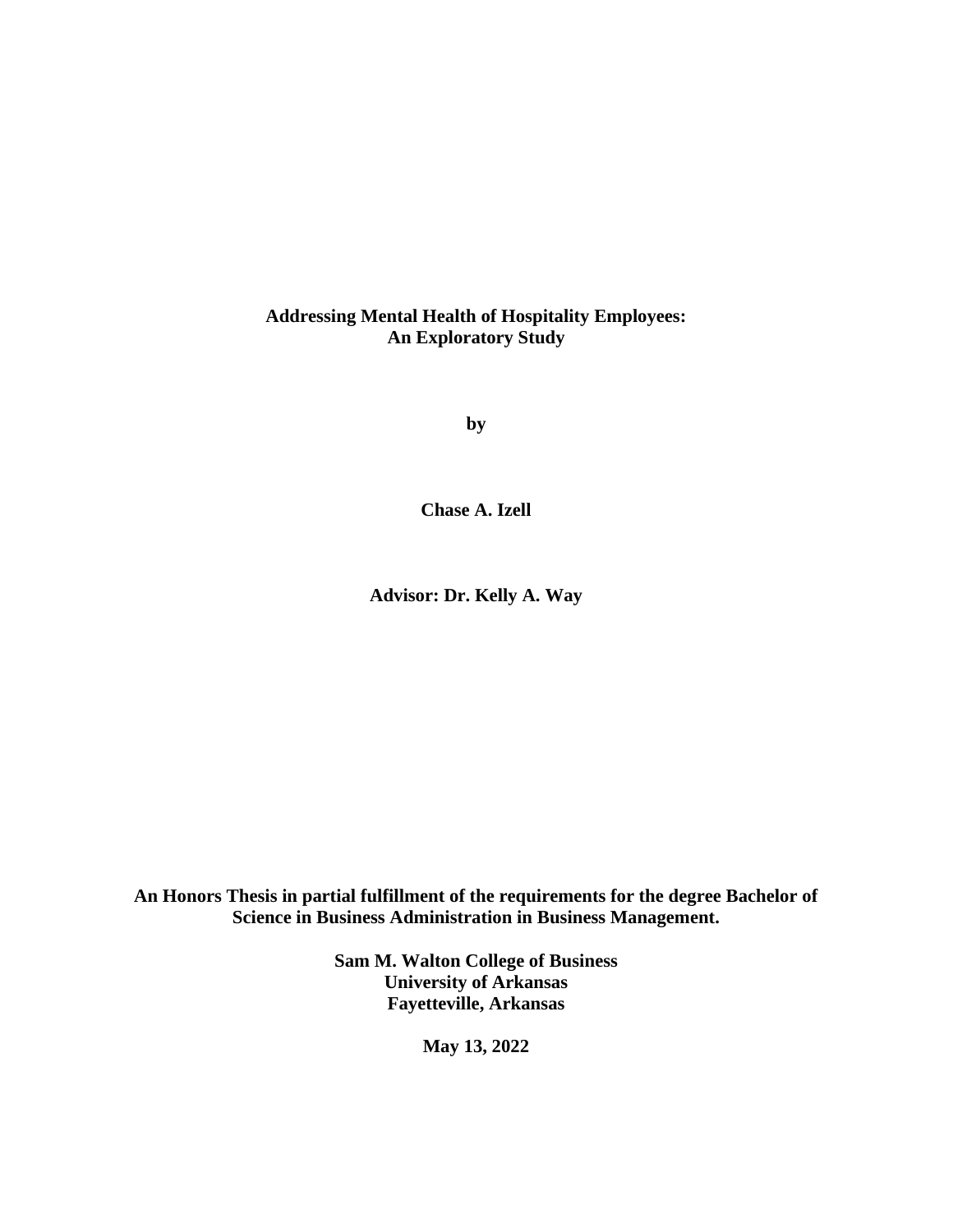# Addressing Mental Health of Hospitality Employees: An Exploratory Study

**by**

**Chase A. Izell**

**Advisor: Dr. Kelly A. Way**

**An Honors Thesis in partial fulfillment of the requirements for the degree Bachelor of Science in Business Administration in Business Management.**

**Sam M. Walton College of Business**
**University of Arkansas**
**Fayetteville, Arkansas**

**May 13, 2022**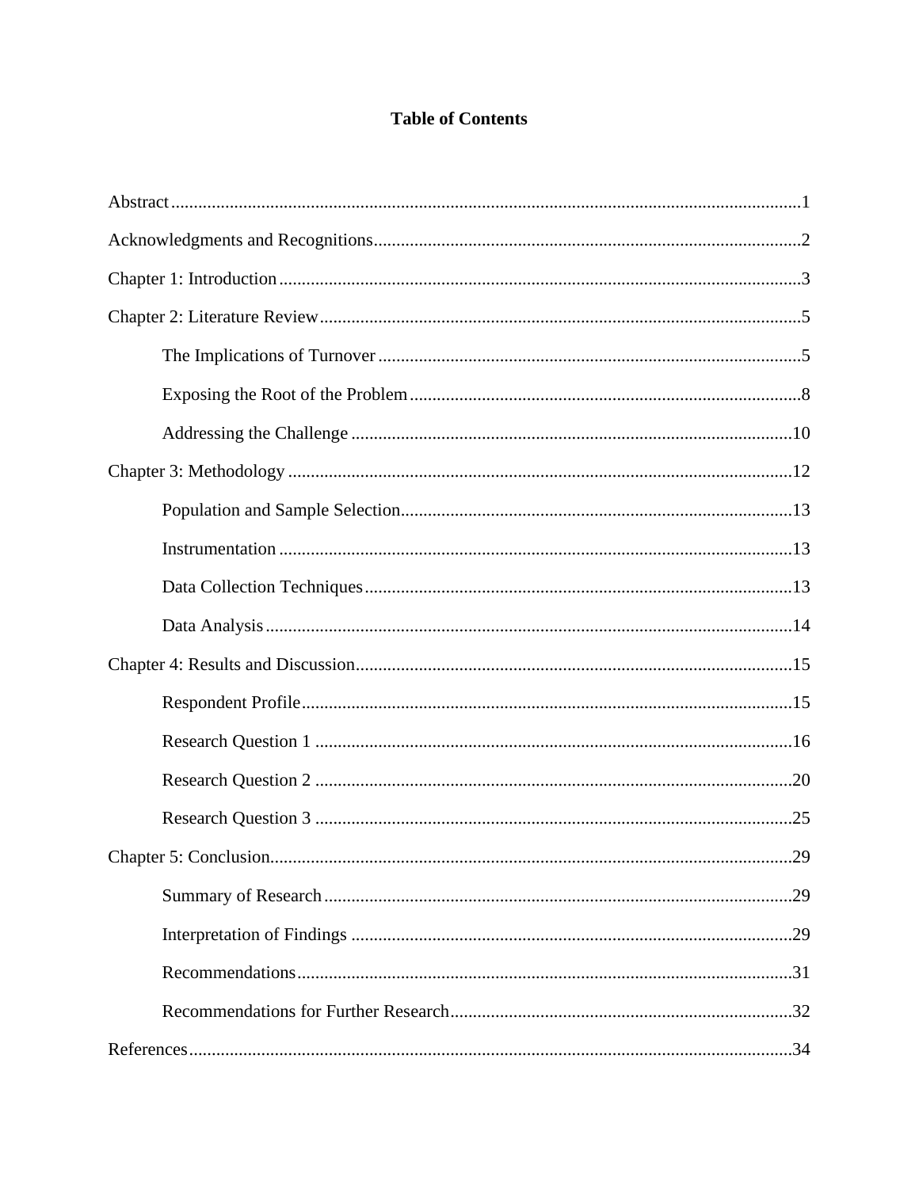# Table of Contents

Abstract....................................................1

Acknowledgments and Recognitions....................................................2

Chapter 1: Introduction....................................................3

Chapter 2: Literature Review....................................................5

- The Implications of Turnover....................................................5
- Exposing the Root of the Problem....................................................8
- Addressing the Challenge....................................................10

Chapter 3: Methodology....................................................12

- Population and Sample Selection....................................................13
- Instrumentation....................................................13
- Data Collection Techniques....................................................13
- Data Analysis....................................................14

Chapter 4: Results and Discussion....................................................15

- Respondent Profile....................................................15
- Research Question 1....................................................16
- Research Question 2....................................................20
- Research Question 3....................................................25

Chapter 5: Conclusion....................................................29

- Summary of Research....................................................29
- Interpretation of Findings....................................................29
- Recommendations....................................................31
- Recommendations for Further Research....................................................32

References....................................................34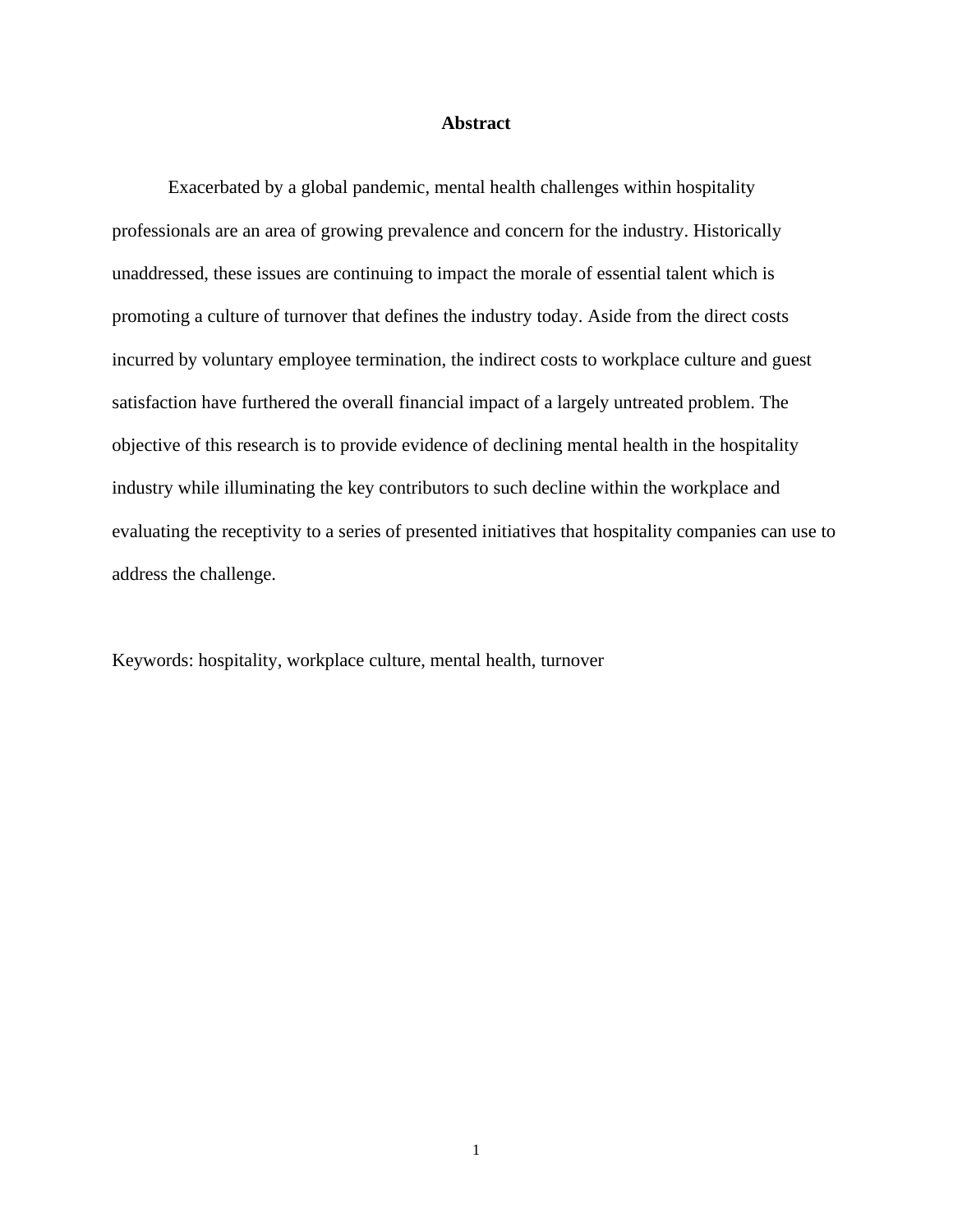# Abstract

Exacerbated by a global pandemic, mental health challenges within hospitality professionals are an area of growing prevalence and concern for the industry. Historically unaddressed, these issues are continuing to impact the morale of essential talent which is promoting a culture of turnover that defines the industry today. Aside from the direct costs incurred by voluntary employee termination, the indirect costs to workplace culture and guest satisfaction have furthered the overall financial impact of a largely untreated problem. The objective of this research is to provide evidence of declining mental health in the hospitality industry while illuminating the key contributors to such decline within the workplace and evaluating the receptivity to a series of presented initiatives that hospitality companies can use to address the challenge.

Keywords: hospitality, workplace culture, mental health, turnover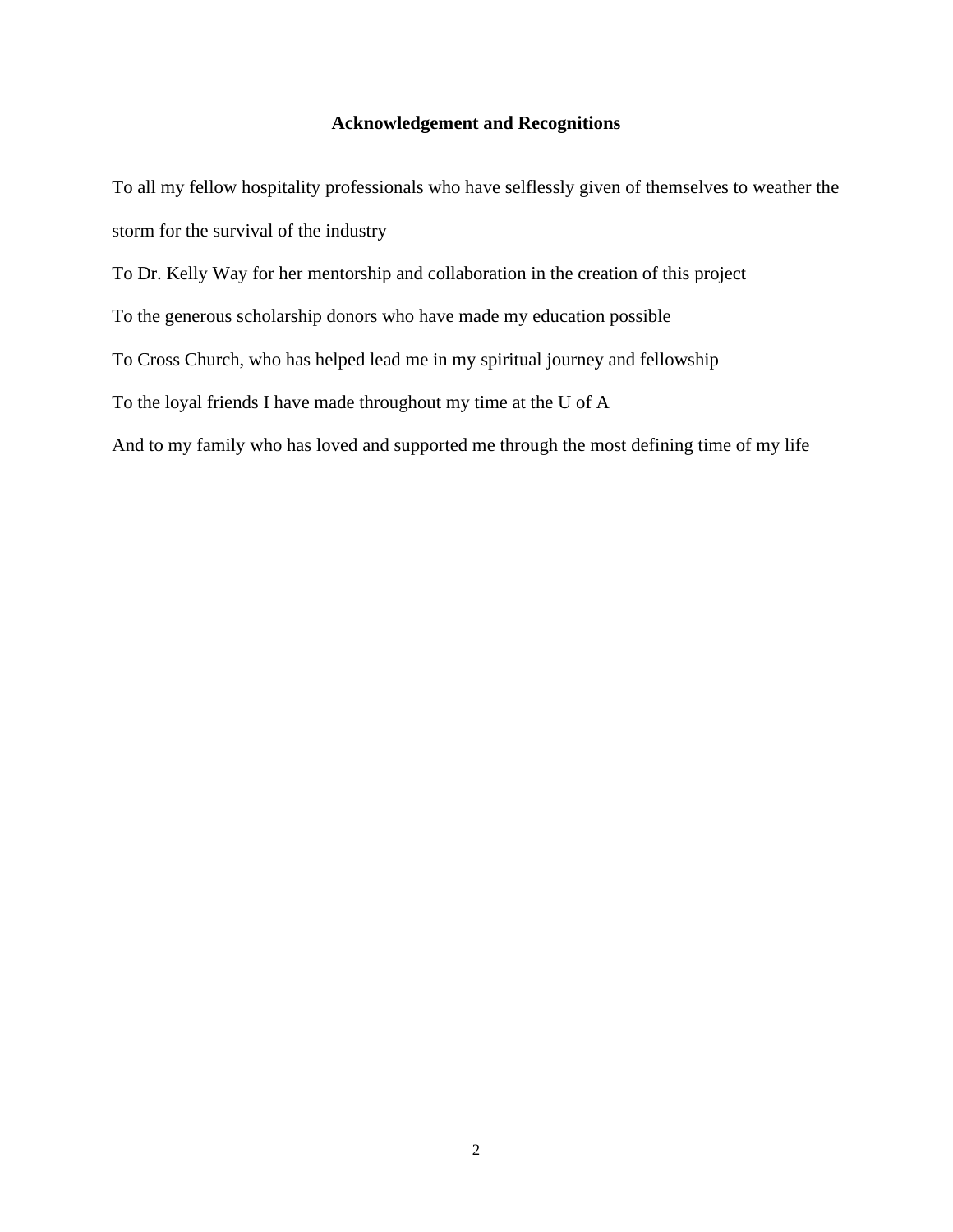## Acknowledgement and Recognitions

To all my fellow hospitality professionals who have selflessly given of themselves to weather the storm for the survival of the industry

To Dr. Kelly Way for her mentorship and collaboration in the creation of this project

To the generous scholarship donors who have made my education possible

To Cross Church, who has helped lead me in my spiritual journey and fellowship

To the loyal friends I have made throughout my time at the U of A

And to my family who has loved and supported me through the most defining time of my life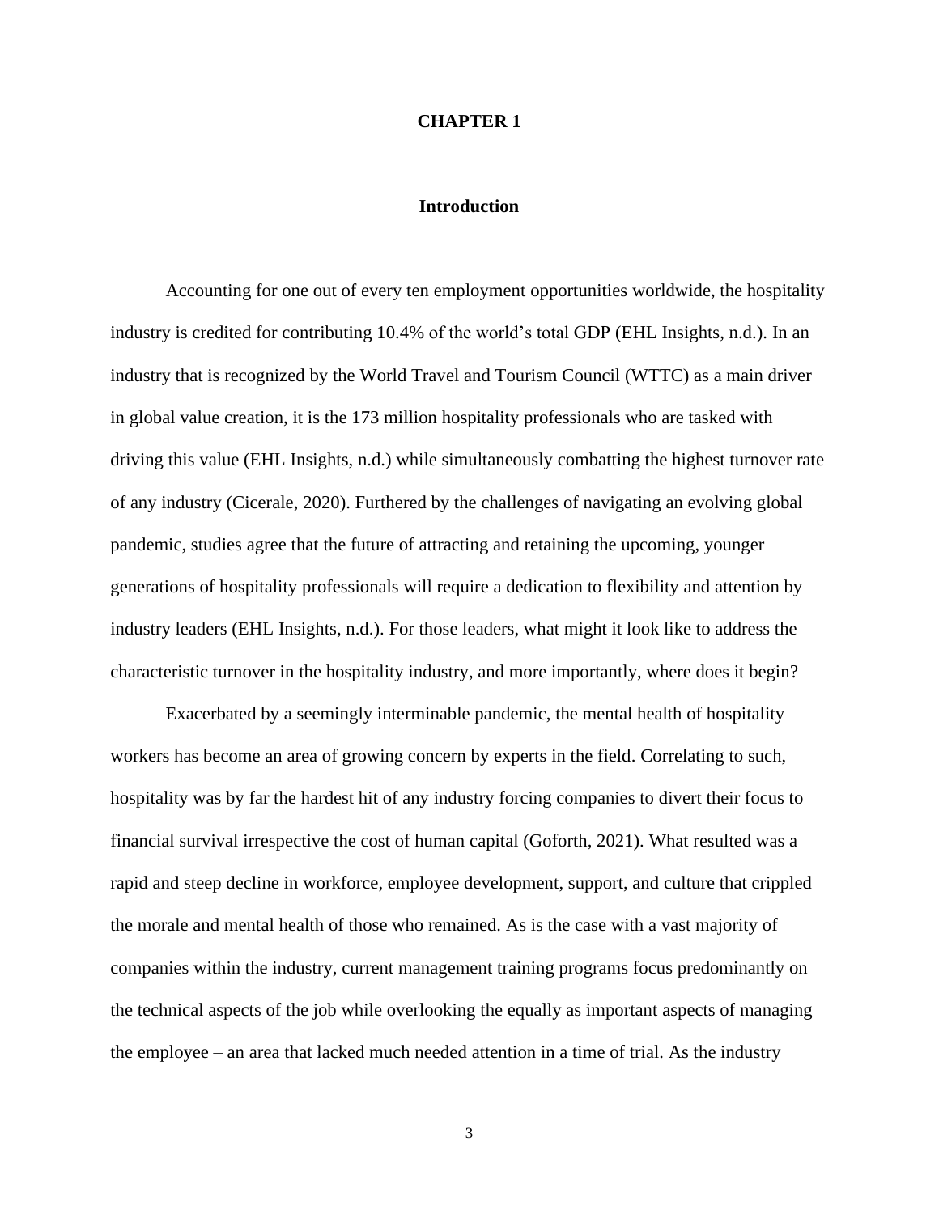# CHAPTER 1

## Introduction

Accounting for one out of every ten employment opportunities worldwide, the hospitality industry is credited for contributing 10.4% of the world's total GDP (EHL Insights, n.d.). In an industry that is recognized by the World Travel and Tourism Council (WTTC) as a main driver in global value creation, it is the 173 million hospitality professionals who are tasked with driving this value (EHL Insights, n.d.) while simultaneously combatting the highest turnover rate of any industry (Cicerale, 2020). Furthered by the challenges of navigating an evolving global pandemic, studies agree that the future of attracting and retaining the upcoming, younger generations of hospitality professionals will require a dedication to flexibility and attention by industry leaders (EHL Insights, n.d.). For those leaders, what might it look like to address the characteristic turnover in the hospitality industry, and more importantly, where does it begin?

Exacerbated by a seemingly interminable pandemic, the mental health of hospitality workers has become an area of growing concern by experts in the field. Correlating to such, hospitality was by far the hardest hit of any industry forcing companies to divert their focus to financial survival irrespective the cost of human capital (Goforth, 2021). What resulted was a rapid and steep decline in workforce, employee development, support, and culture that crippled the morale and mental health of those who remained. As is the case with a vast majority of companies within the industry, current management training programs focus predominantly on the technical aspects of the job while overlooking the equally as important aspects of managing the employee – an area that lacked much needed attention in a time of trial. As the industry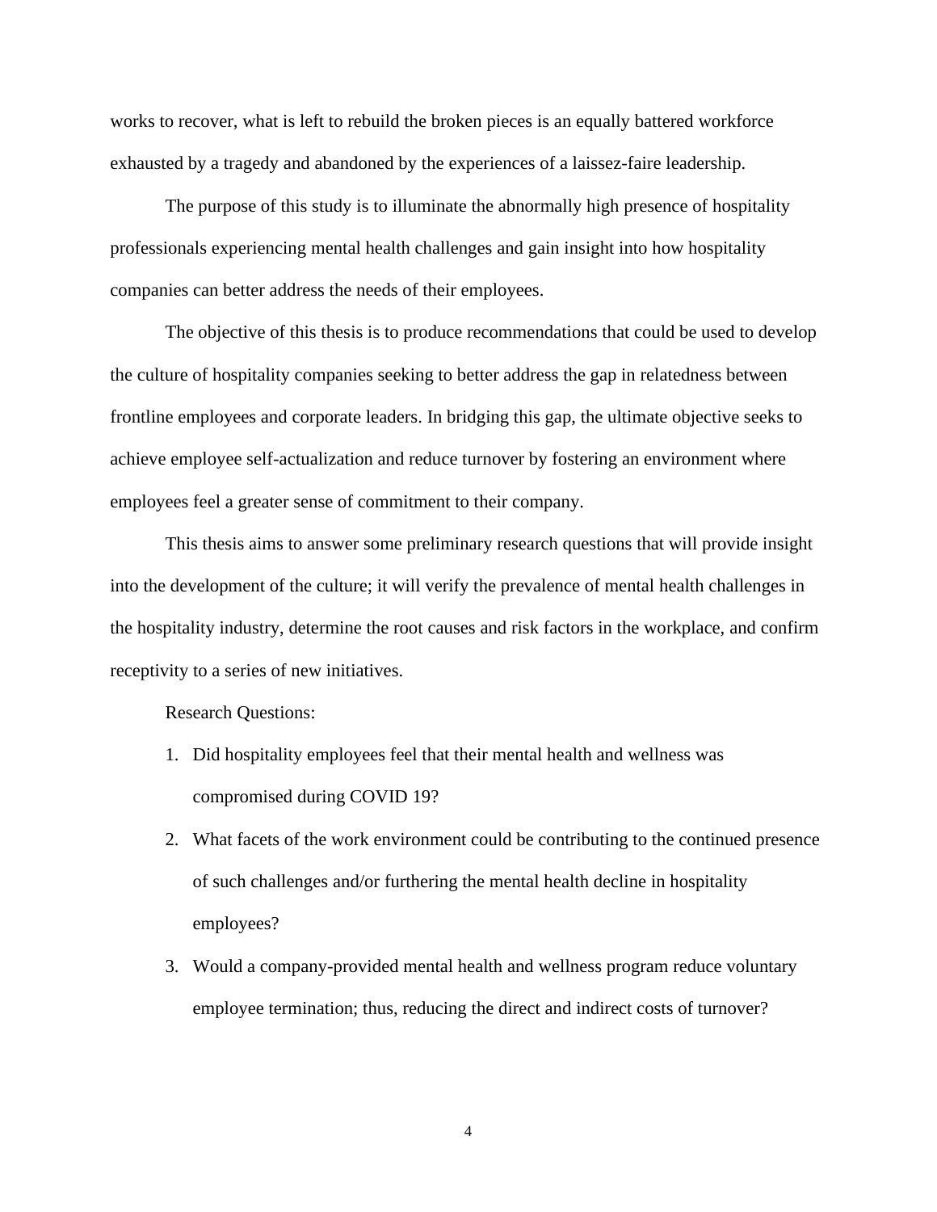works to recover, what is left to rebuild the broken pieces is an equally battered workforce exhausted by a tragedy and abandoned by the experiences of a laissez-faire leadership.

The purpose of this study is to illuminate the abnormally high presence of hospitality professionals experiencing mental health challenges and gain insight into how hospitality companies can better address the needs of their employees.

The objective of this thesis is to produce recommendations that could be used to develop the culture of hospitality companies seeking to better address the gap in relatedness between frontline employees and corporate leaders. In bridging this gap, the ultimate objective seeks to achieve employee self-actualization and reduce turnover by fostering an environment where employees feel a greater sense of commitment to their company.

This thesis aims to answer some preliminary research questions that will provide insight into the development of the culture; it will verify the prevalence of mental health challenges in the hospitality industry, determine the root causes and risk factors in the workplace, and confirm receptivity to a series of new initiatives.

Research Questions:

1. Did hospitality employees feel that their mental health and wellness was compromised during COVID 19?
2. What facets of the work environment could be contributing to the continued presence of such challenges and/or furthering the mental health decline in hospitality employees?
3. Would a company-provided mental health and wellness program reduce voluntary employee termination; thus, reducing the direct and indirect costs of turnover?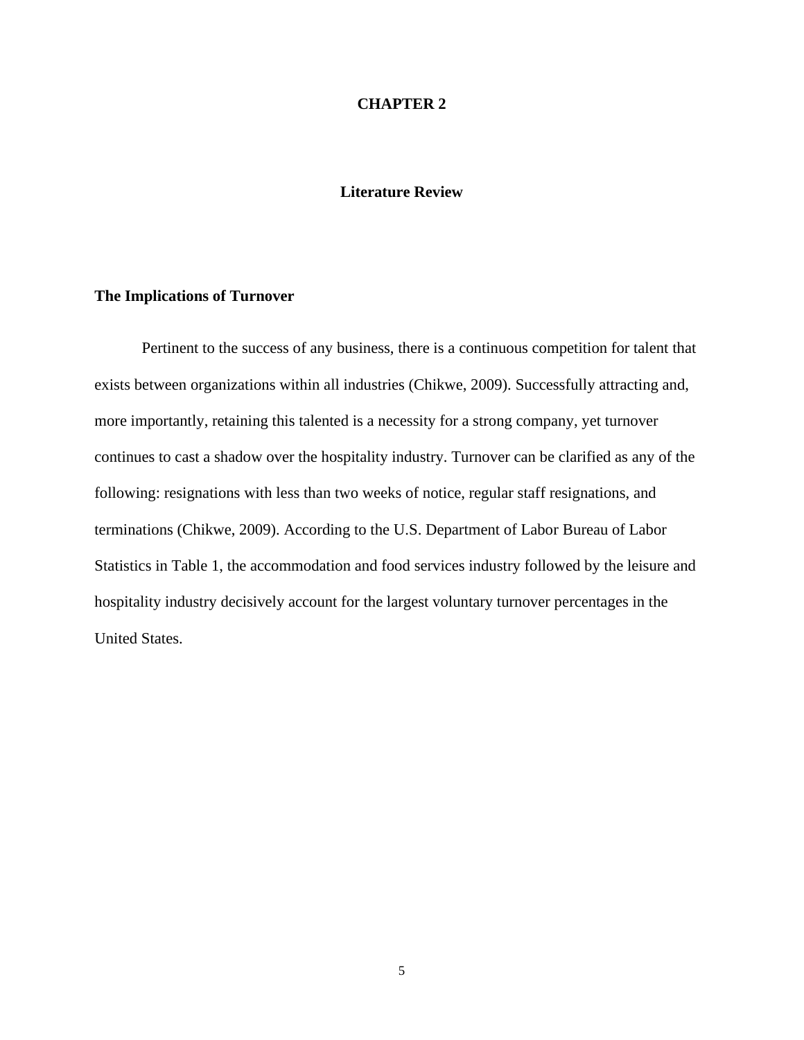# CHAPTER 2

## Literature Review

### The Implications of Turnover

Pertinent to the success of any business, there is a continuous competition for talent that exists between organizations within all industries (Chikwe, 2009). Successfully attracting and, more importantly, retaining this talented is a necessity for a strong company, yet turnover continues to cast a shadow over the hospitality industry. Turnover can be clarified as any of the following: resignations with less than two weeks of notice, regular staff resignations, and terminations (Chikwe, 2009). According to the U.S. Department of Labor Bureau of Labor Statistics in Table 1, the accommodation and food services industry followed by the leisure and hospitality industry decisively account for the largest voluntary turnover percentages in the United States.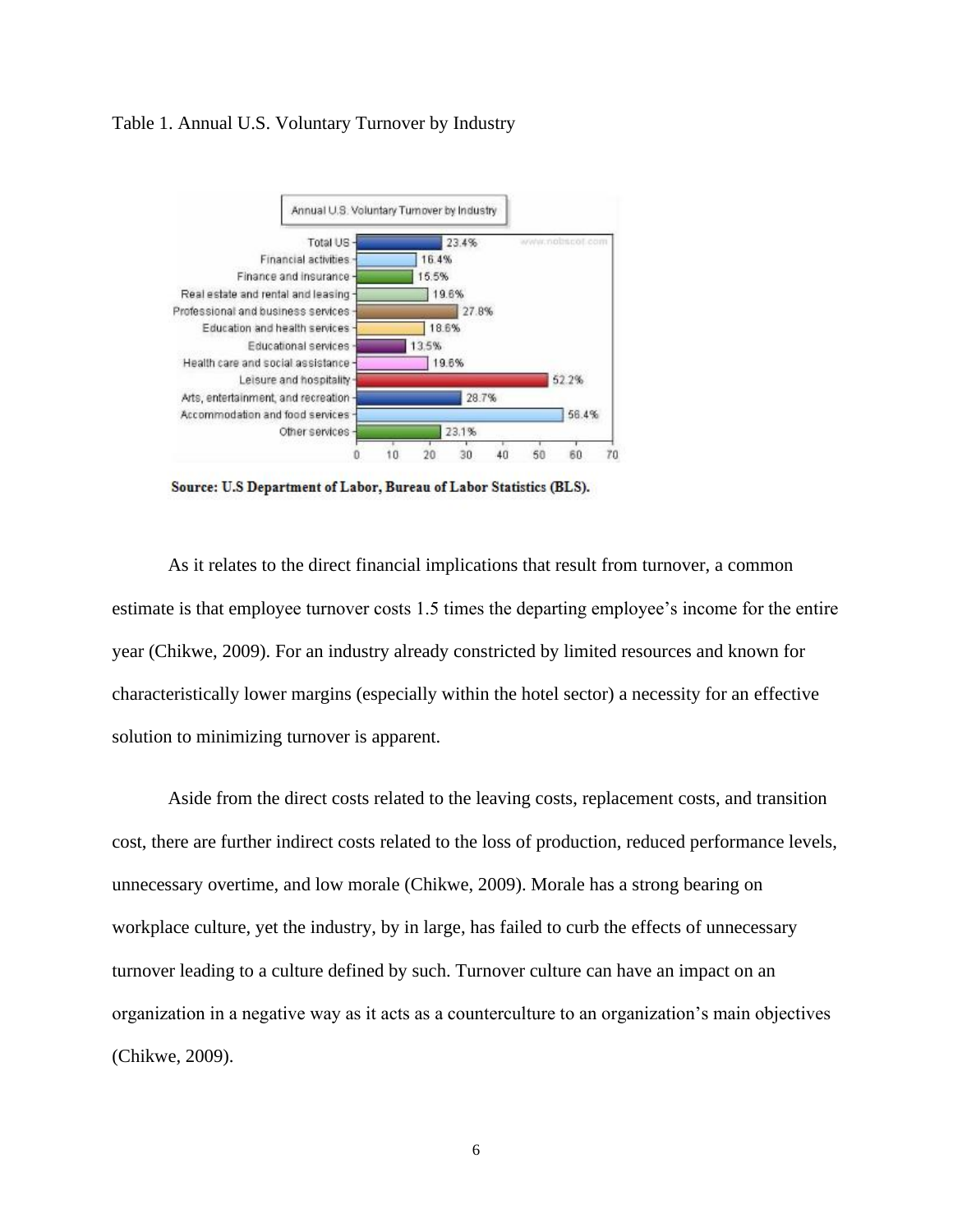Table 1. Annual U.S. Voluntary Turnover by Industry

| Industry | Annual U.S. Voluntary Turnover |
| --- | --- |
| Total US | 23.4% |
| Financial activities | 16.4% |
| Finance and insurance | 15.5% |
| Real estate and rental and leasing | 19.6% |
| Professional and business services | 27.8% |
| Education and health services | 18.6% |
| Educational services | 13.5% |
| Health care and social assistance | 19.6% |
| Leisure and hospitality | 52.2% |
| Arts, entertainment, and recreation | 28.7% |
| Accommodation and food services | 56.4% |
| Other services | 23.1% |

**Source: U.S Department of Labor, Bureau of Labor Statistics (BLS).**

As it relates to the direct financial implications that result from turnover, a common estimate is that employee turnover costs 1.5 times the departing employee's income for the entire year (Chikwe, 2009). For an industry already constricted by limited resources and known for characteristically lower margins (especially within the hotel sector) a necessity for an effective solution to minimizing turnover is apparent.

Aside from the direct costs related to the leaving costs, replacement costs, and transition cost, there are further indirect costs related to the loss of production, reduced performance levels, unnecessary overtime, and low morale (Chikwe, 2009). Morale has a strong bearing on workplace culture, yet the industry, by in large, has failed to curb the effects of unnecessary turnover leading to a culture defined by such. Turnover culture can have an impact on an organization in a negative way as it acts as a counterculture to an organization's main objectives (Chikwe, 2009).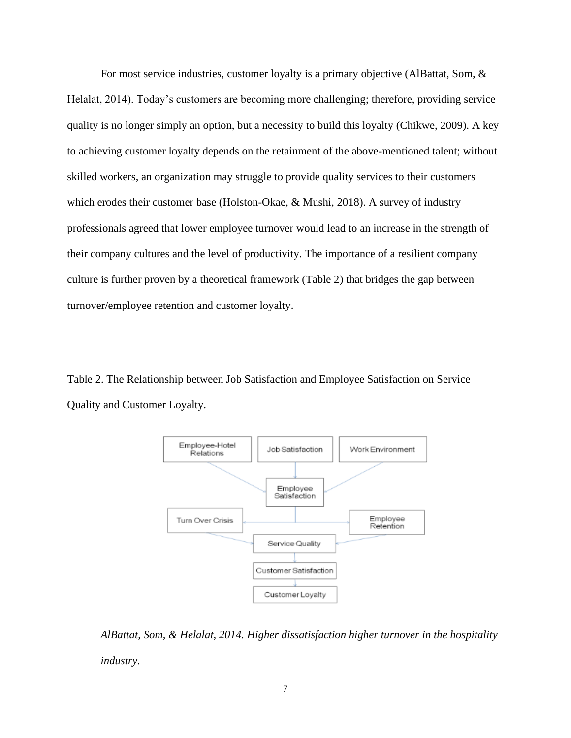For most service industries, customer loyalty is a primary objective (AlBattat, Som, & Helalat, 2014). Today's customers are becoming more challenging; therefore, providing service quality is no longer simply an option, but a necessity to build this loyalty (Chikwe, 2009). A key to achieving customer loyalty depends on the retainment of the above-mentioned talent; without skilled workers, an organization may struggle to provide quality services to their customers which erodes their customer base (Holston-Okae, & Mushi, 2018). A survey of industry professionals agreed that lower employee turnover would lead to an increase in the strength of their company cultures and the level of productivity. The importance of a resilient company culture is further proven by a theoretical framework (Table 2) that bridges the gap between turnover/employee retention and customer loyalty.

Table 2. The Relationship between Job Satisfaction and Employee Satisfaction on Service Quality and Customer Loyalty.

*AlBattat, Som, & Helalat, 2014. Higher dissatisfaction higher turnover in the hospitality industry.*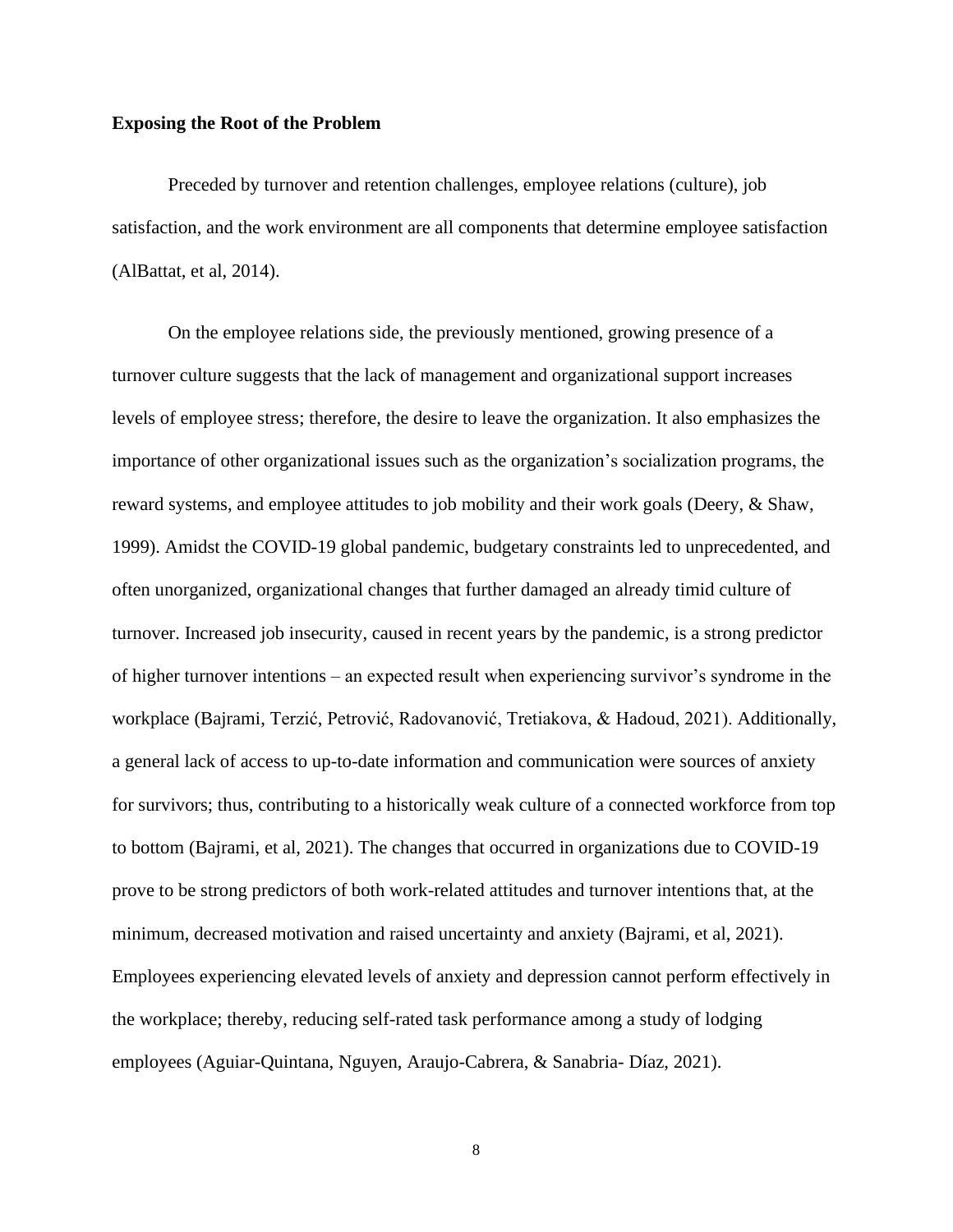**Exposing the Root of the Problem**

Preceded by turnover and retention challenges, employee relations (culture), job satisfaction, and the work environment are all components that determine employee satisfaction (AlBattat, et al, 2014).

On the employee relations side, the previously mentioned, growing presence of a turnover culture suggests that the lack of management and organizational support increases levels of employee stress; therefore, the desire to leave the organization. It also emphasizes the importance of other organizational issues such as the organization's socialization programs, the reward systems, and employee attitudes to job mobility and their work goals (Deery, & Shaw, 1999). Amidst the COVID-19 global pandemic, budgetary constraints led to unprecedented, and often unorganized, organizational changes that further damaged an already timid culture of turnover. Increased job insecurity, caused in recent years by the pandemic, is a strong predictor of higher turnover intentions – an expected result when experiencing survivor's syndrome in the workplace (Bajrami, Terzić, Petrović, Radovanović, Tretiakova, & Hadoud, 2021). Additionally, a general lack of access to up-to-date information and communication were sources of anxiety for survivors; thus, contributing to a historically weak culture of a connected workforce from top to bottom (Bajrami, et al, 2021). The changes that occurred in organizations due to COVID-19 prove to be strong predictors of both work-related attitudes and turnover intentions that, at the minimum, decreased motivation and raised uncertainty and anxiety (Bajrami, et al, 2021). Employees experiencing elevated levels of anxiety and depression cannot perform effectively in the workplace; thereby, reducing self-rated task performance among a study of lodging employees (Aguiar-Quintana, Nguyen, Araujo-Cabrera, & Sanabria- Díaz, 2021).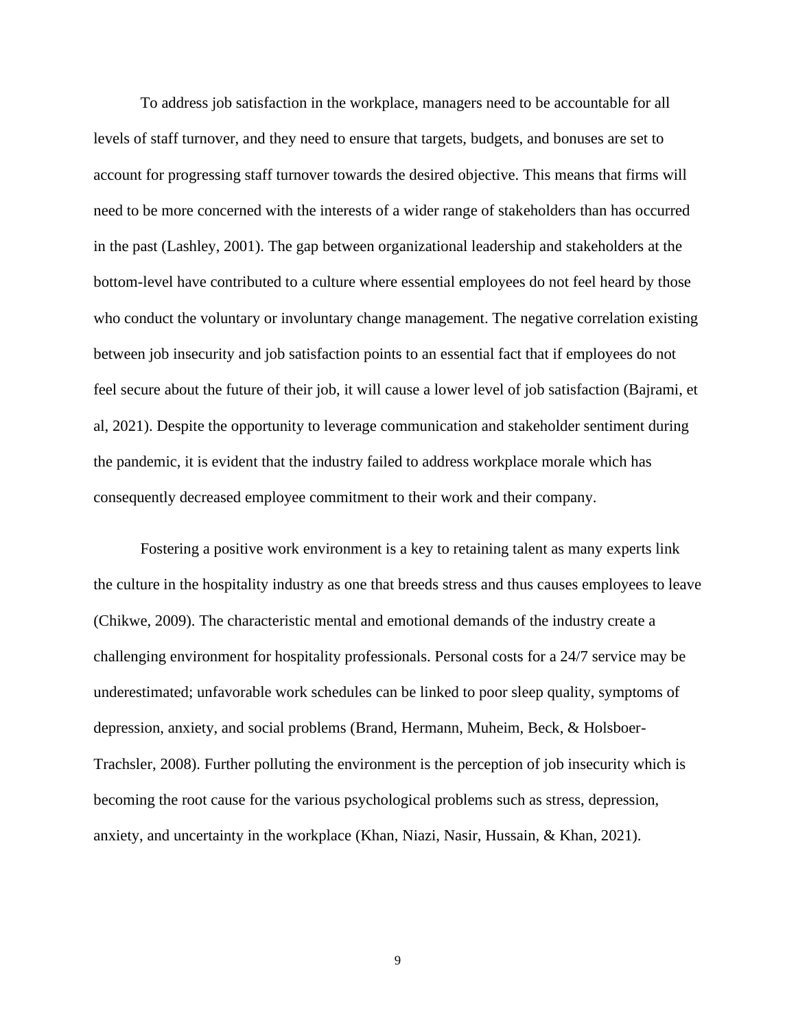To address job satisfaction in the workplace, managers need to be accountable for all levels of staff turnover, and they need to ensure that targets, budgets, and bonuses are set to account for progressing staff turnover towards the desired objective. This means that firms will need to be more concerned with the interests of a wider range of stakeholders than has occurred in the past (Lashley, 2001). The gap between organizational leadership and stakeholders at the bottom-level have contributed to a culture where essential employees do not feel heard by those who conduct the voluntary or involuntary change management. The negative correlation existing between job insecurity and job satisfaction points to an essential fact that if employees do not feel secure about the future of their job, it will cause a lower level of job satisfaction (Bajrami, et al, 2021). Despite the opportunity to leverage communication and stakeholder sentiment during the pandemic, it is evident that the industry failed to address workplace morale which has consequently decreased employee commitment to their work and their company.

Fostering a positive work environment is a key to retaining talent as many experts link the culture in the hospitality industry as one that breeds stress and thus causes employees to leave (Chikwe, 2009). The characteristic mental and emotional demands of the industry create a challenging environment for hospitality professionals. Personal costs for a 24/7 service may be underestimated; unfavorable work schedules can be linked to poor sleep quality, symptoms of depression, anxiety, and social problems (Brand, Hermann, Muheim, Beck, & Holsboer-Trachsler, 2008). Further polluting the environment is the perception of job insecurity which is becoming the root cause for the various psychological problems such as stress, depression, anxiety, and uncertainty in the workplace (Khan, Niazi, Nasir, Hussain, & Khan, 2021).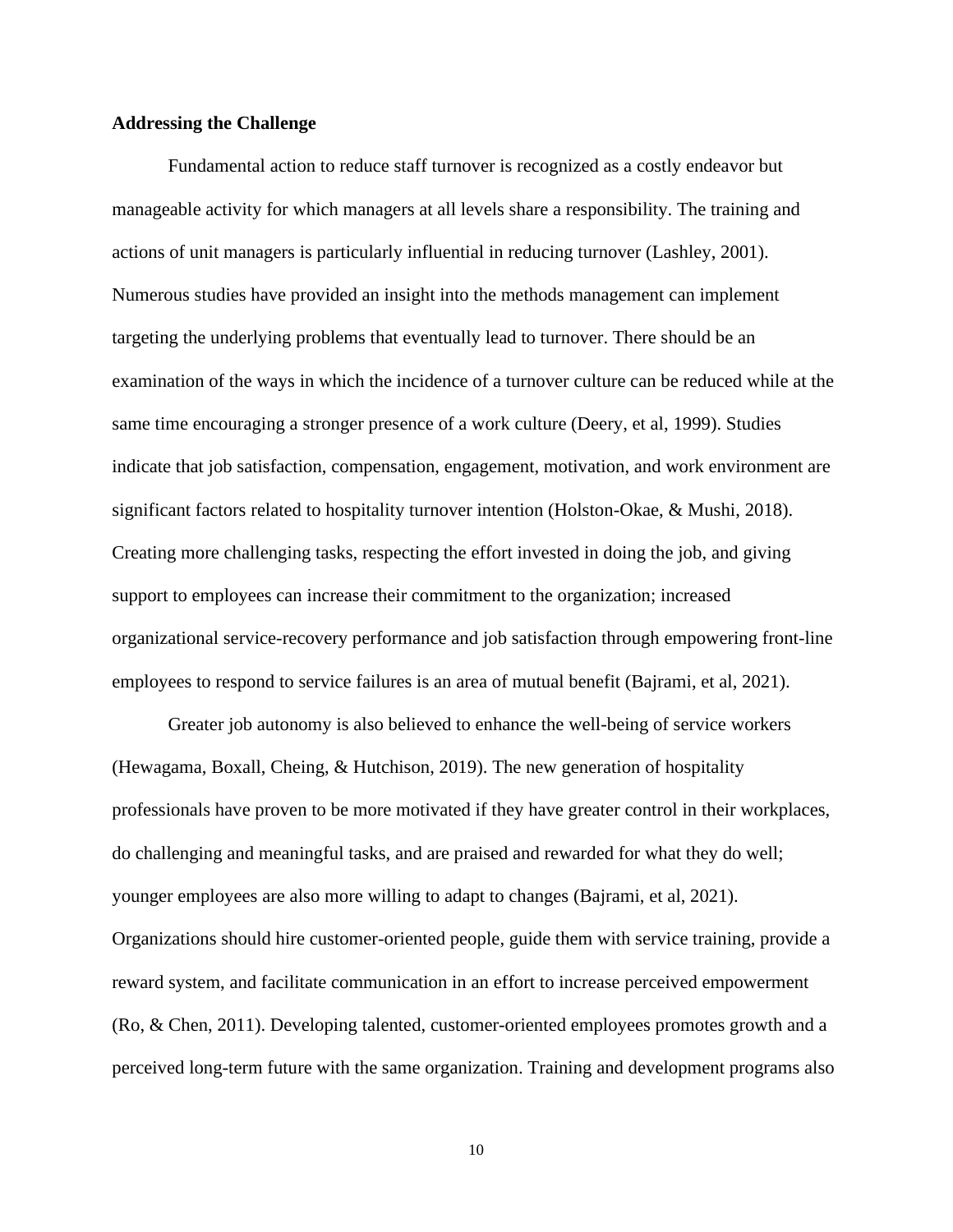**Addressing the Challenge**

Fundamental action to reduce staff turnover is recognized as a costly endeavor but manageable activity for which managers at all levels share a responsibility. The training and actions of unit managers is particularly influential in reducing turnover (Lashley, 2001). Numerous studies have provided an insight into the methods management can implement targeting the underlying problems that eventually lead to turnover. There should be an examination of the ways in which the incidence of a turnover culture can be reduced while at the same time encouraging a stronger presence of a work culture (Deery, et al, 1999). Studies indicate that job satisfaction, compensation, engagement, motivation, and work environment are significant factors related to hospitality turnover intention (Holston-Okae, & Mushi, 2018). Creating more challenging tasks, respecting the effort invested in doing the job, and giving support to employees can increase their commitment to the organization; increased organizational service-recovery performance and job satisfaction through empowering front-line employees to respond to service failures is an area of mutual benefit (Bajrami, et al, 2021).

Greater job autonomy is also believed to enhance the well-being of service workers (Hewagama, Boxall, Cheing, & Hutchison, 2019). The new generation of hospitality professionals have proven to be more motivated if they have greater control in their workplaces, do challenging and meaningful tasks, and are praised and rewarded for what they do well; younger employees are also more willing to adapt to changes (Bajrami, et al, 2021). Organizations should hire customer-oriented people, guide them with service training, provide a reward system, and facilitate communication in an effort to increase perceived empowerment (Ro, & Chen, 2011). Developing talented, customer-oriented employees promotes growth and a perceived long-term future with the same organization. Training and development programs also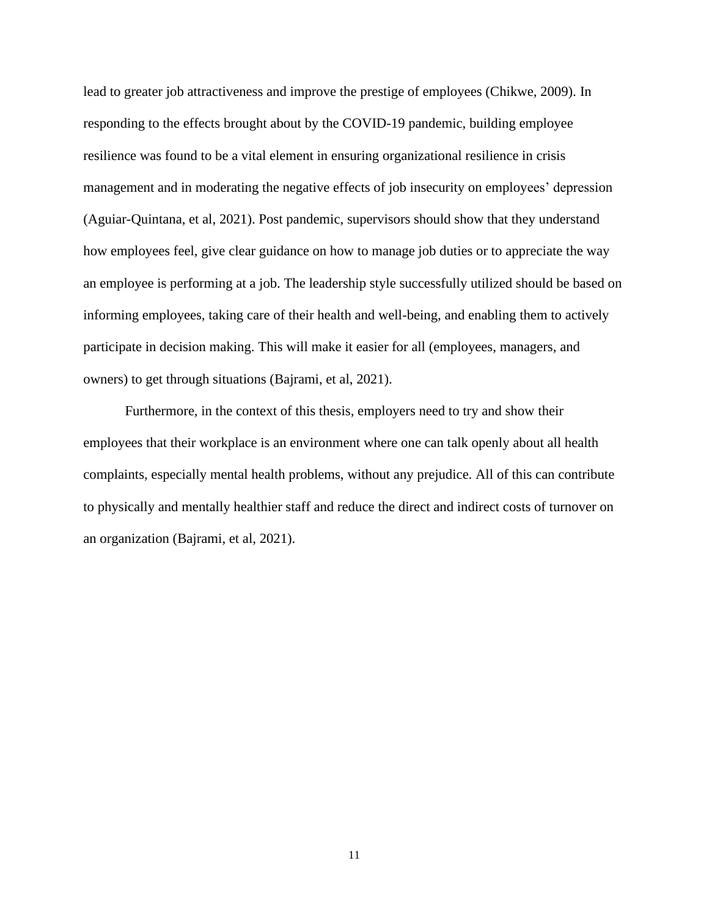lead to greater job attractiveness and improve the prestige of employees (Chikwe, 2009). In responding to the effects brought about by the COVID-19 pandemic, building employee resilience was found to be a vital element in ensuring organizational resilience in crisis management and in moderating the negative effects of job insecurity on employees' depression (Aguiar-Quintana, et al, 2021). Post pandemic, supervisors should show that they understand how employees feel, give clear guidance on how to manage job duties or to appreciate the way an employee is performing at a job. The leadership style successfully utilized should be based on informing employees, taking care of their health and well-being, and enabling them to actively participate in decision making. This will make it easier for all (employees, managers, and owners) to get through situations (Bajrami, et al, 2021).

Furthermore, in the context of this thesis, employers need to try and show their employees that their workplace is an environment where one can talk openly about all health complaints, especially mental health problems, without any prejudice. All of this can contribute to physically and mentally healthier staff and reduce the direct and indirect costs of turnover on an organization (Bajrami, et al, 2021).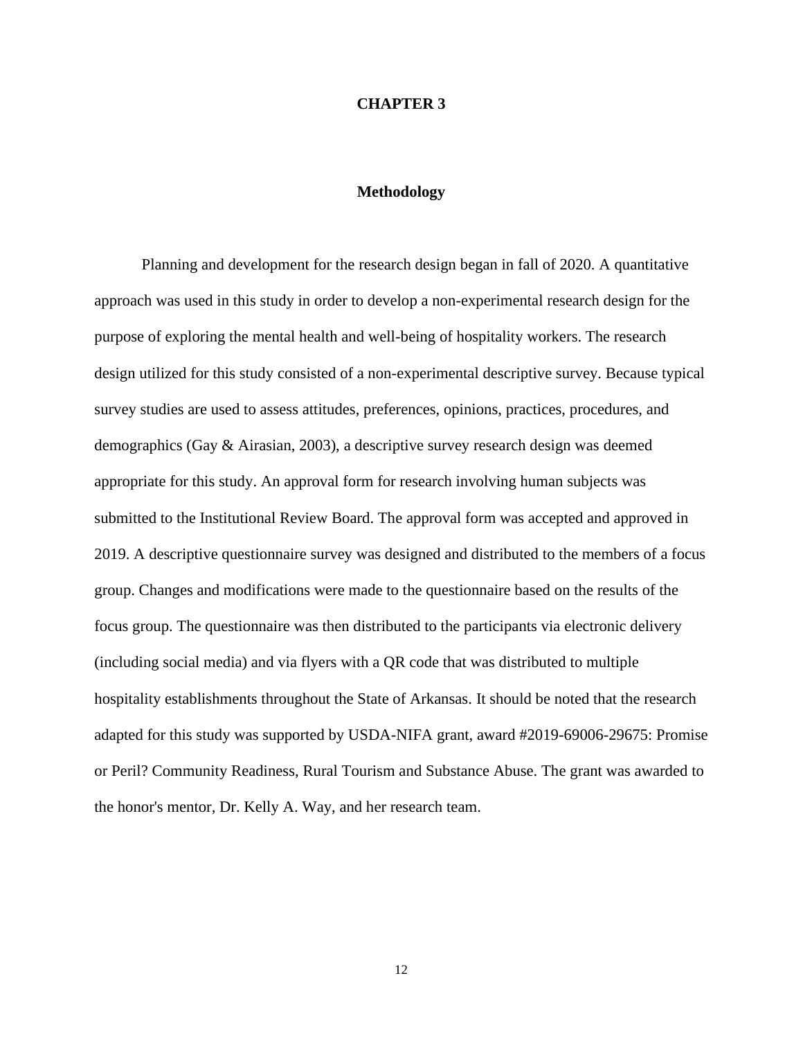# CHAPTER 3

## Methodology

Planning and development for the research design began in fall of 2020. A quantitative approach was used in this study in order to develop a non-experimental research design for the purpose of exploring the mental health and well-being of hospitality workers. The research design utilized for this study consisted of a non-experimental descriptive survey. Because typical survey studies are used to assess attitudes, preferences, opinions, practices, procedures, and demographics (Gay & Airasian, 2003), a descriptive survey research design was deemed appropriate for this study. An approval form for research involving human subjects was submitted to the Institutional Review Board. The approval form was accepted and approved in 2019. A descriptive questionnaire survey was designed and distributed to the members of a focus group. Changes and modifications were made to the questionnaire based on the results of the focus group. The questionnaire was then distributed to the participants via electronic delivery (including social media) and via flyers with a QR code that was distributed to multiple hospitality establishments throughout the State of Arkansas. It should be noted that the research adapted for this study was supported by USDA-NIFA grant, award #2019-69006-29675: Promise or Peril? Community Readiness, Rural Tourism and Substance Abuse. The grant was awarded to the honor's mentor, Dr. Kelly A. Way, and her research team.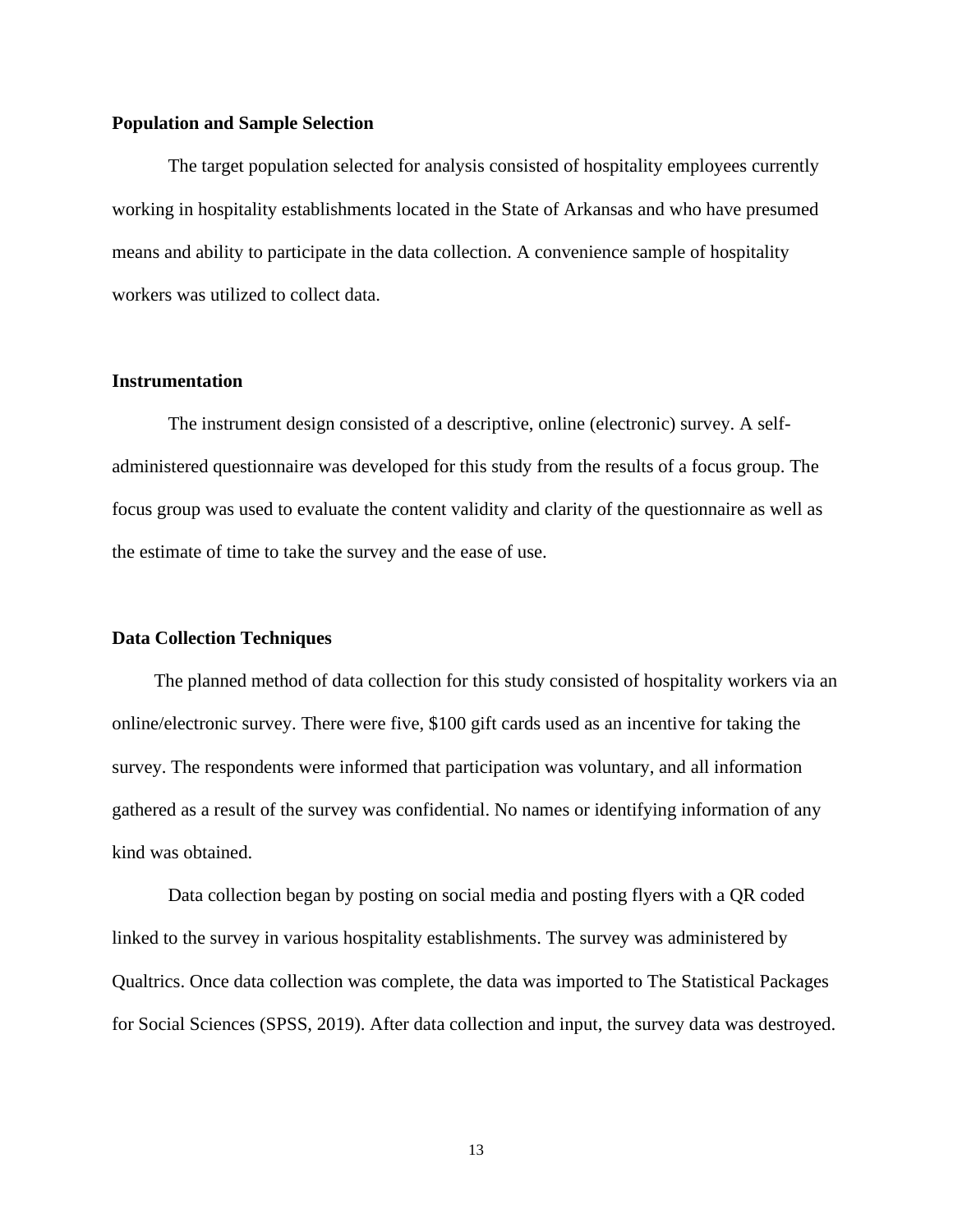### Population and Sample Selection

The target population selected for analysis consisted of hospitality employees currently working in hospitality establishments located in the State of Arkansas and who have presumed means and ability to participate in the data collection. A convenience sample of hospitality workers was utilized to collect data.

### Instrumentation

The instrument design consisted of a descriptive, online (electronic) survey. A self-administered questionnaire was developed for this study from the results of a focus group. The focus group was used to evaluate the content validity and clarity of the questionnaire as well as the estimate of time to take the survey and the ease of use.

### Data Collection Techniques

The planned method of data collection for this study consisted of hospitality workers via an online/electronic survey. There were five, $100 gift cards used as an incentive for taking the survey. The respondents were informed that participation was voluntary, and all information gathered as a result of the survey was confidential. No names or identifying information of any kind was obtained.

Data collection began by posting on social media and posting flyers with a QR coded linked to the survey in various hospitality establishments. The survey was administered by Qualtrics. Once data collection was complete, the data was imported to The Statistical Packages for Social Sciences (SPSS, 2019). After data collection and input, the survey data was destroyed.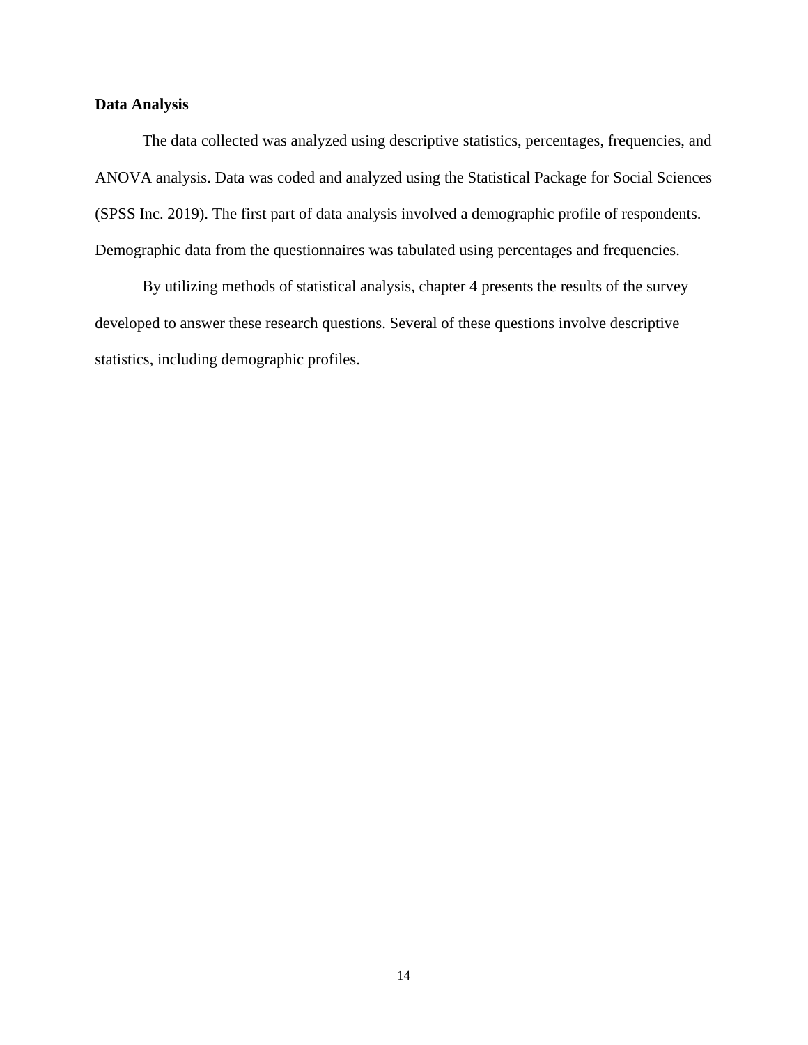**Data Analysis**

The data collected was analyzed using descriptive statistics, percentages, frequencies, and ANOVA analysis. Data was coded and analyzed using the Statistical Package for Social Sciences (SPSS Inc. 2019). The first part of data analysis involved a demographic profile of respondents. Demographic data from the questionnaires was tabulated using percentages and frequencies.

By utilizing methods of statistical analysis, chapter 4 presents the results of the survey developed to answer these research questions. Several of these questions involve descriptive statistics, including demographic profiles.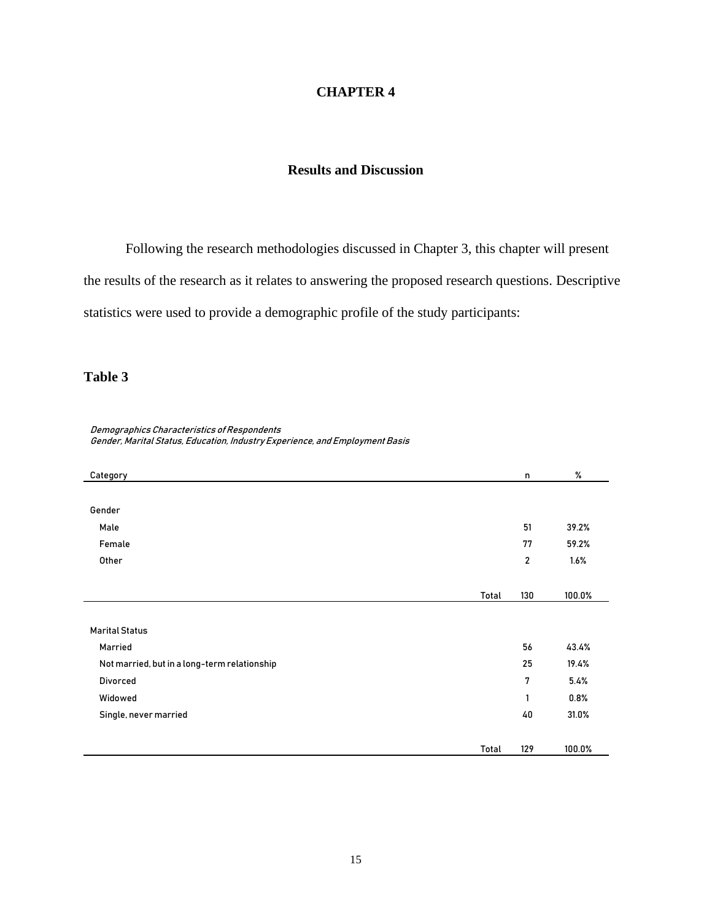# CHAPTER 4

## Results and Discussion

Following the research methodologies discussed in Chapter 3, this chapter will present the results of the research as it relates to answering the proposed research questions. Descriptive statistics were used to provide a demographic profile of the study participants:

**Table 3**

*Demographics Characteristics of Respondents*
*Gender, Marital Status, Education, Industry Experience, and Employment Basis*

| Category | | n | % |
|---|---|---|---|
| Gender | | | |
| Male | | 51 | 39.2% |
| Female | | 77 | 59.2% |
| Other | | 2 | 1.6% |
| | Total | 130 | 100.0% |
| Marital Status | | | |
| Married | | 56 | 43.4% |
| Not married, but in a long-term relationship | | 25 | 19.4% |
| Divorced | | 7 | 5.4% |
| Widowed | | 1 | 0.8% |
| Single, never married | | 40 | 31.0% |
| | Total | 129 | 100.0% |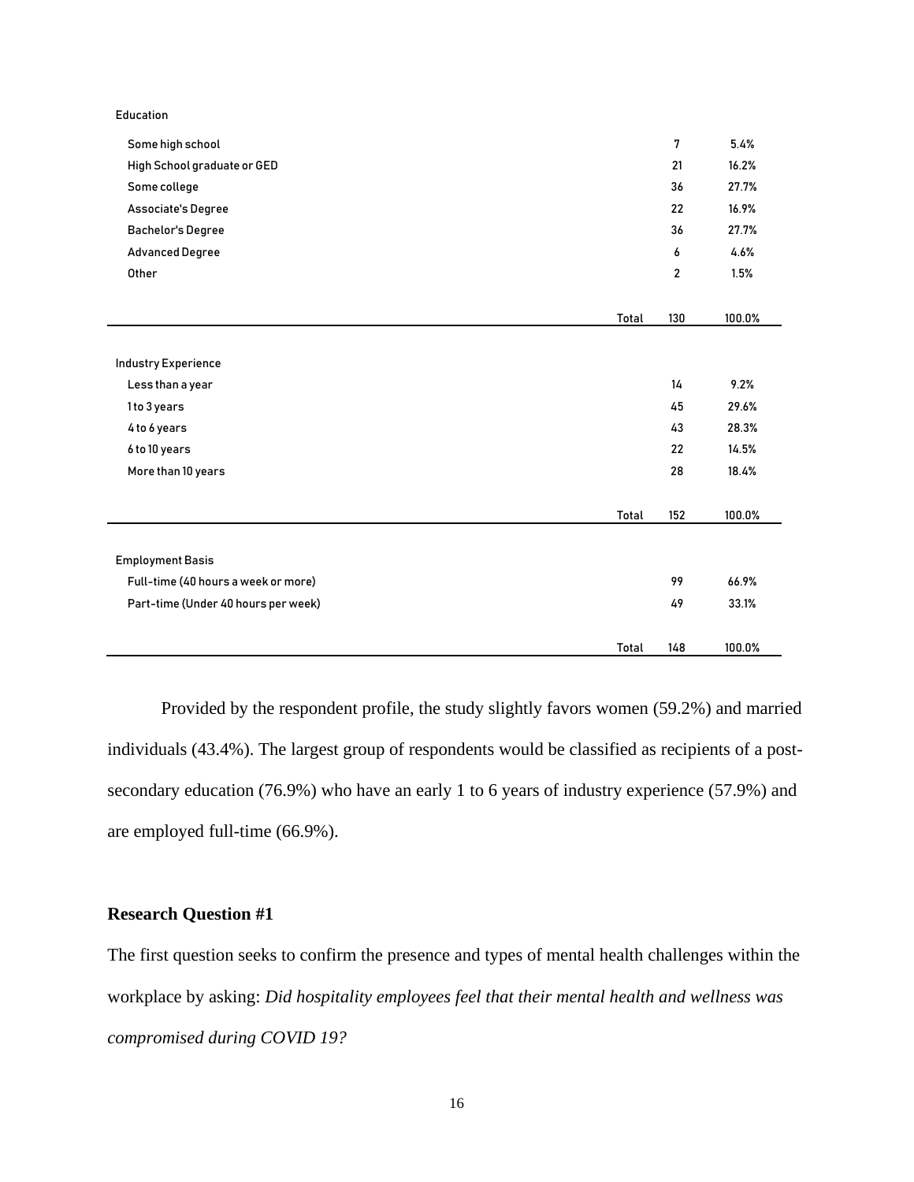| | | | |
|---|---|---|---|
| **Education** | | | |
| Some high school | | 7 | 5.4% |
| High School graduate or GED | | 21 | 16.2% |
| Some college | | 36 | 27.7% |
| Associate's Degree | | 22 | 16.9% |
| Bachelor's Degree | | 36 | 27.7% |
| Advanced Degree | | 6 | 4.6% |
| Other | | 2 | 1.5% |
| | Total | 130 | 100.0% |
| **Industry Experience** | | | |
| Less than a year | | 14 | 9.2% |
| 1 to 3 years | | 45 | 29.6% |
| 4 to 6 years | | 43 | 28.3% |
| 6 to 10 years | | 22 | 14.5% |
| More than 10 years | | 28 | 18.4% |
| | Total | 152 | 100.0% |
| **Employment Basis** | | | |
| Full-time (40 hours a week or more) | | 99 | 66.9% |
| Part-time (Under 40 hours per week) | | 49 | 33.1% |
| | Total | 148 | 100.0% |

Provided by the respondent profile, the study slightly favors women (59.2%) and married individuals (43.4%). The largest group of respondents would be classified as recipients of a post-secondary education (76.9%) who have an early 1 to 6 years of industry experience (57.9%) and are employed full-time (66.9%).

## Research Question #1

The first question seeks to confirm the presence and types of mental health challenges within the workplace by asking: *Did hospitality employees feel that their mental health and wellness was compromised during COVID 19?*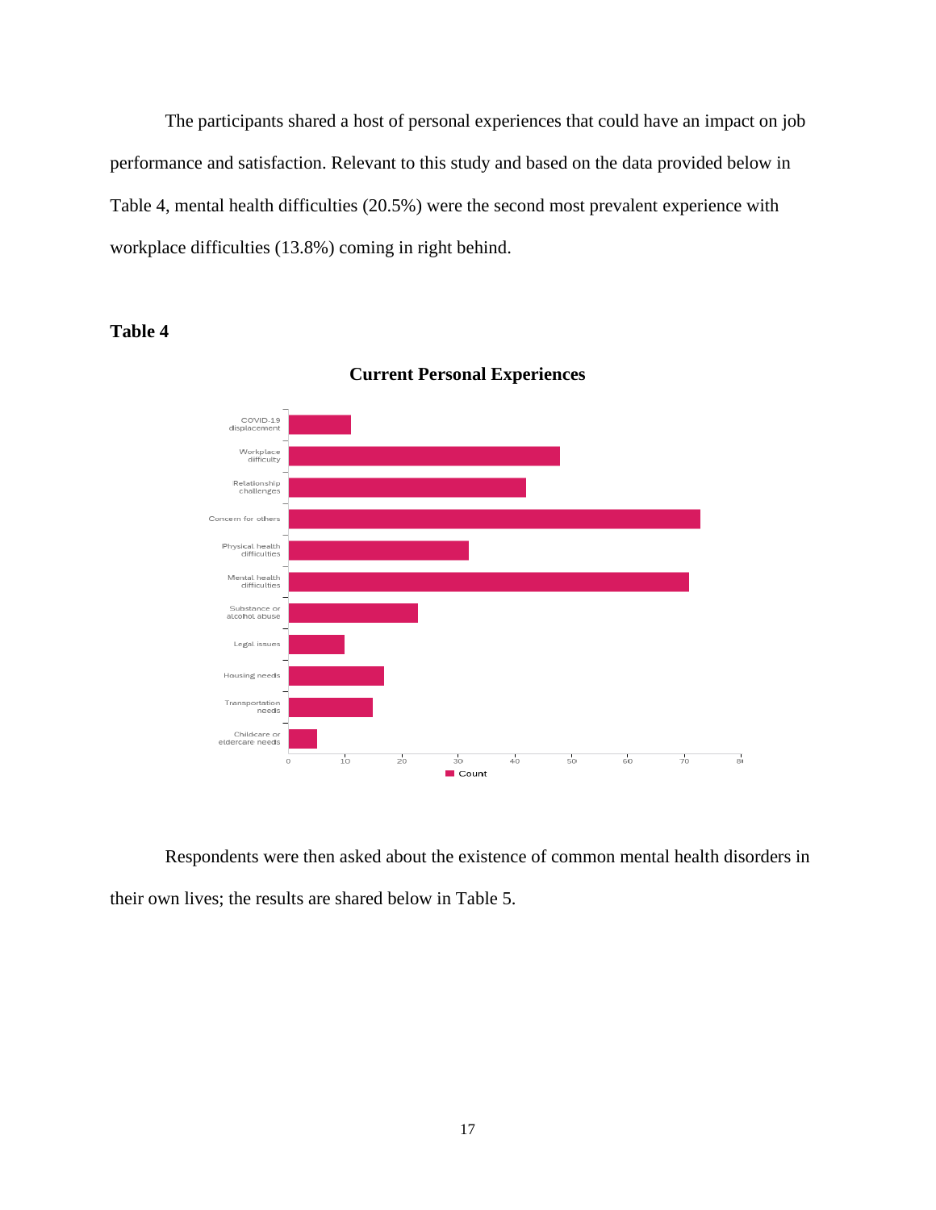The participants shared a host of personal experiences that could have an impact on job performance and satisfaction. Relevant to this study and based on the data provided below in Table 4, mental health difficulties (20.5%) were the second most prevalent experience with workplace difficulties (13.8%) coming in right behind.

**Table 4**

**Current Personal Experiences**

Respondents were then asked about the existence of common mental health disorders in their own lives; the results are shared below in Table 5.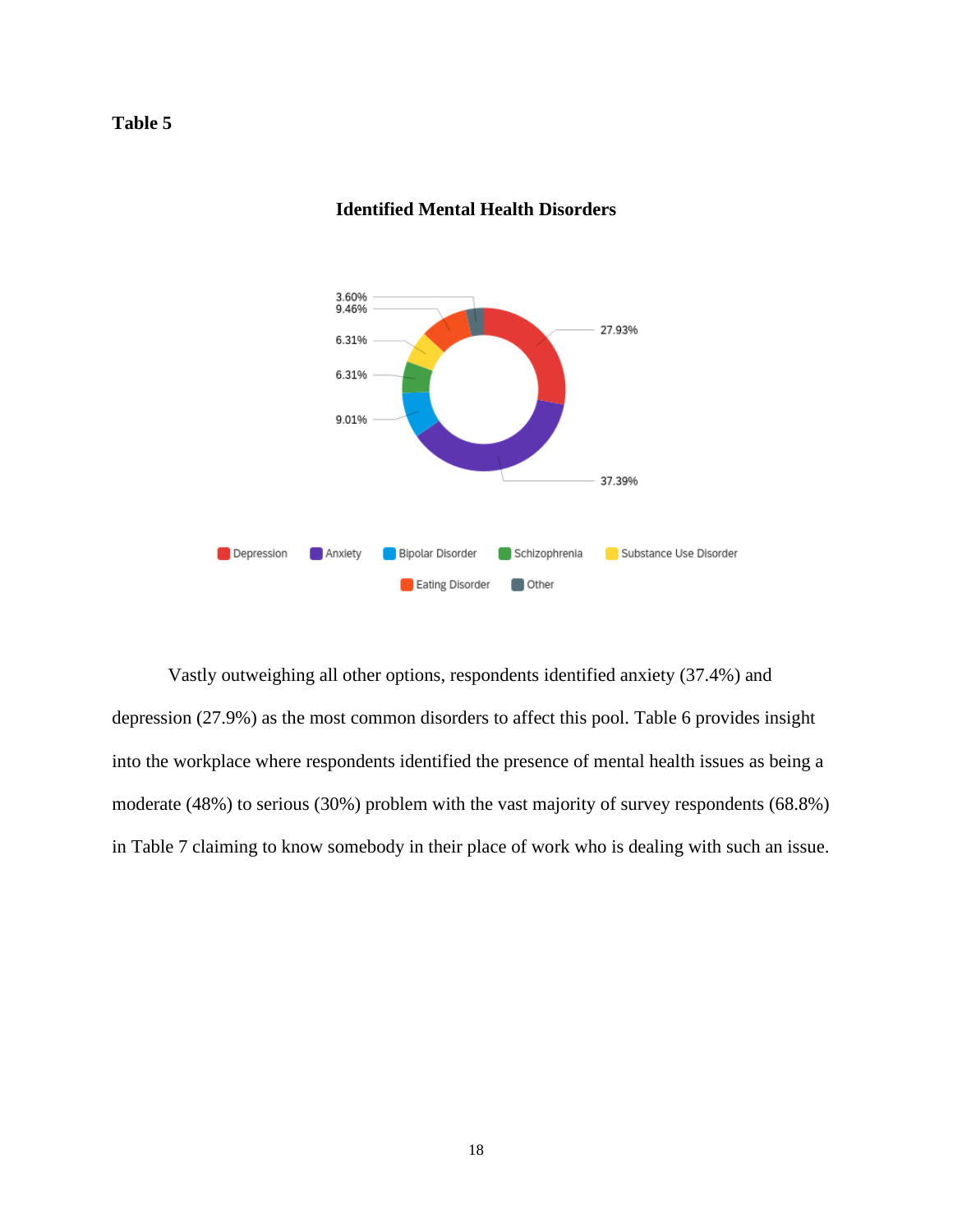**Table 5**

**Identified Mental Health Disorders**

Vastly outweighing all other options, respondents identified anxiety (37.4%) and depression (27.9%) as the most common disorders to affect this pool. Table 6 provides insight into the workplace where respondents identified the presence of mental health issues as being a moderate (48%) to serious (30%) problem with the vast majority of survey respondents (68.8%) in Table 7 claiming to know somebody in their place of work who is dealing with such an issue.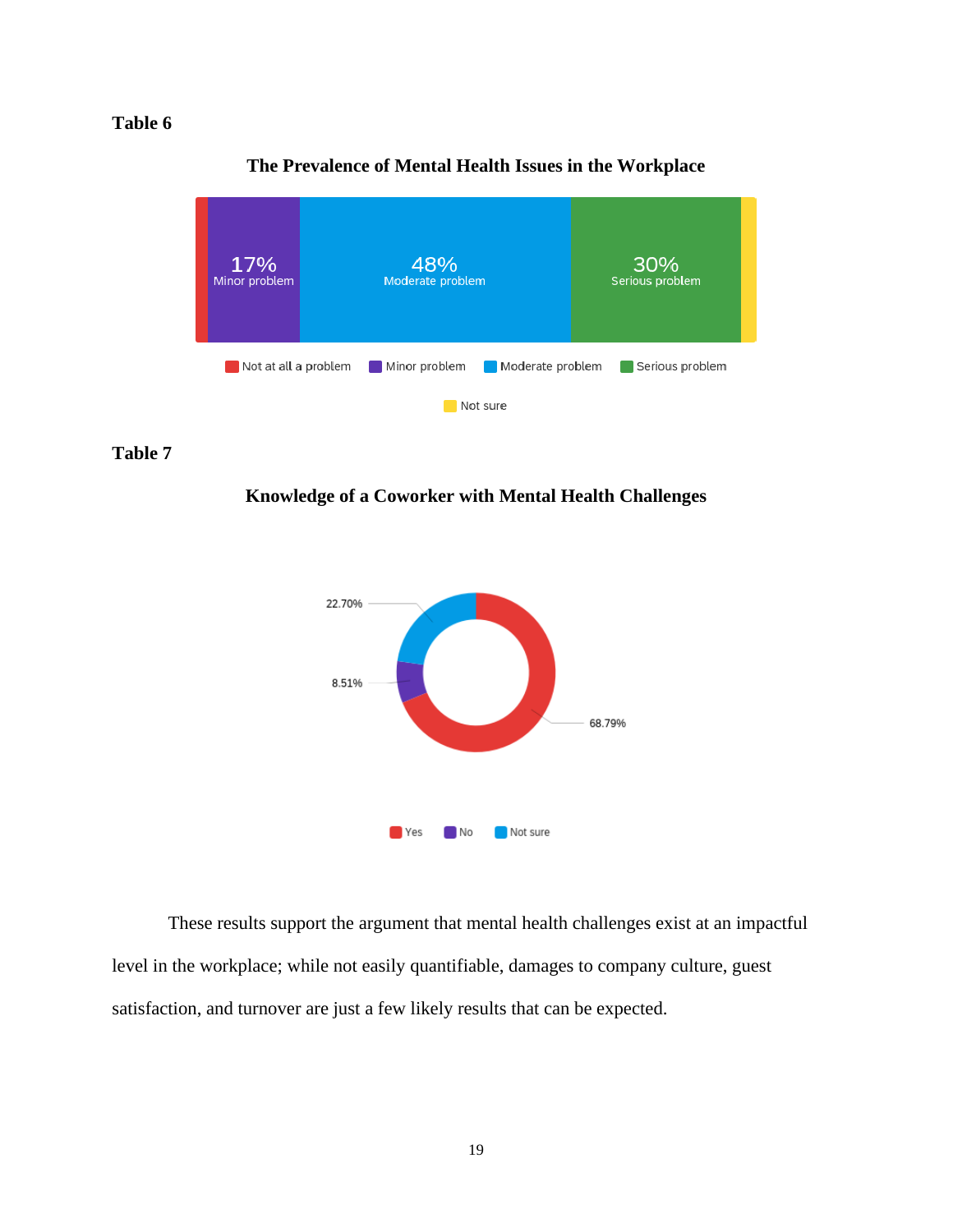**Table 6**

**The Prevalence of Mental Health Issues in the Workplace**

17% Minor problem

48% Moderate problem

30% Serious problem

Not at all a problem | Minor problem | Moderate problem | Serious problem

Not sure

**Table 7**

**Knowledge of a Coworker with Mental Health Challenges**

22.70%

8.51%

68.79%

Yes | No | Not sure

These results support the argument that mental health challenges exist at an impactful level in the workplace; while not easily quantifiable, damages to company culture, guest satisfaction, and turnover are just a few likely results that can be expected.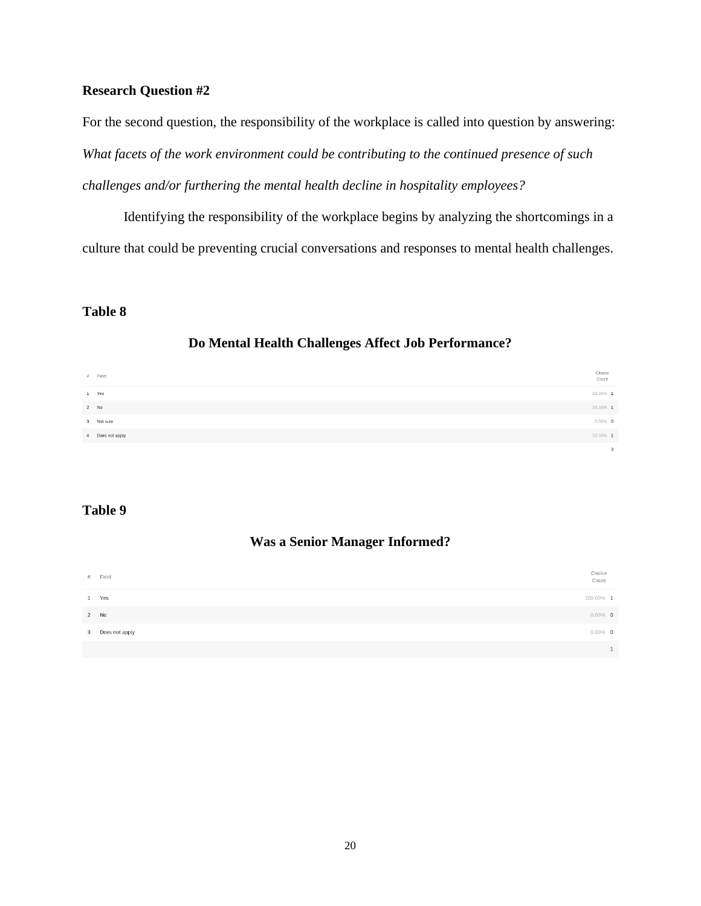**Research Question #2**

For the second question, the responsibility of the workplace is called into question by answering: *What facets of the work environment could be contributing to the continued presence of such challenges and/or furthering the mental health decline in hospitality employees?*

Identifying the responsibility of the workplace begins by analyzing the shortcomings in a culture that could be preventing crucial conversations and responses to mental health challenges.

**Table 8**

**Do Mental Health Challenges Affect Job Performance?**

| # | Field | Choice Count | |
|---|---|---|---|
| 1 | Yes | 33.33% | 1 |
| 2 | No | 33.33% | 1 |
| 3 | Not sure | 0.00% | 0 |
| 4 | Does not apply | 33.33% | 1 |
| | | | 3 |

**Table 9**

**Was a Senior Manager Informed?**

| # | Field | Choice Count | |
|---|---|---|---|
| 1 | Yes | 100.00% | 1 |
| 2 | No | 0.00% | 0 |
| 3 | Does not apply | 0.00% | 0 |
| | | | 1 |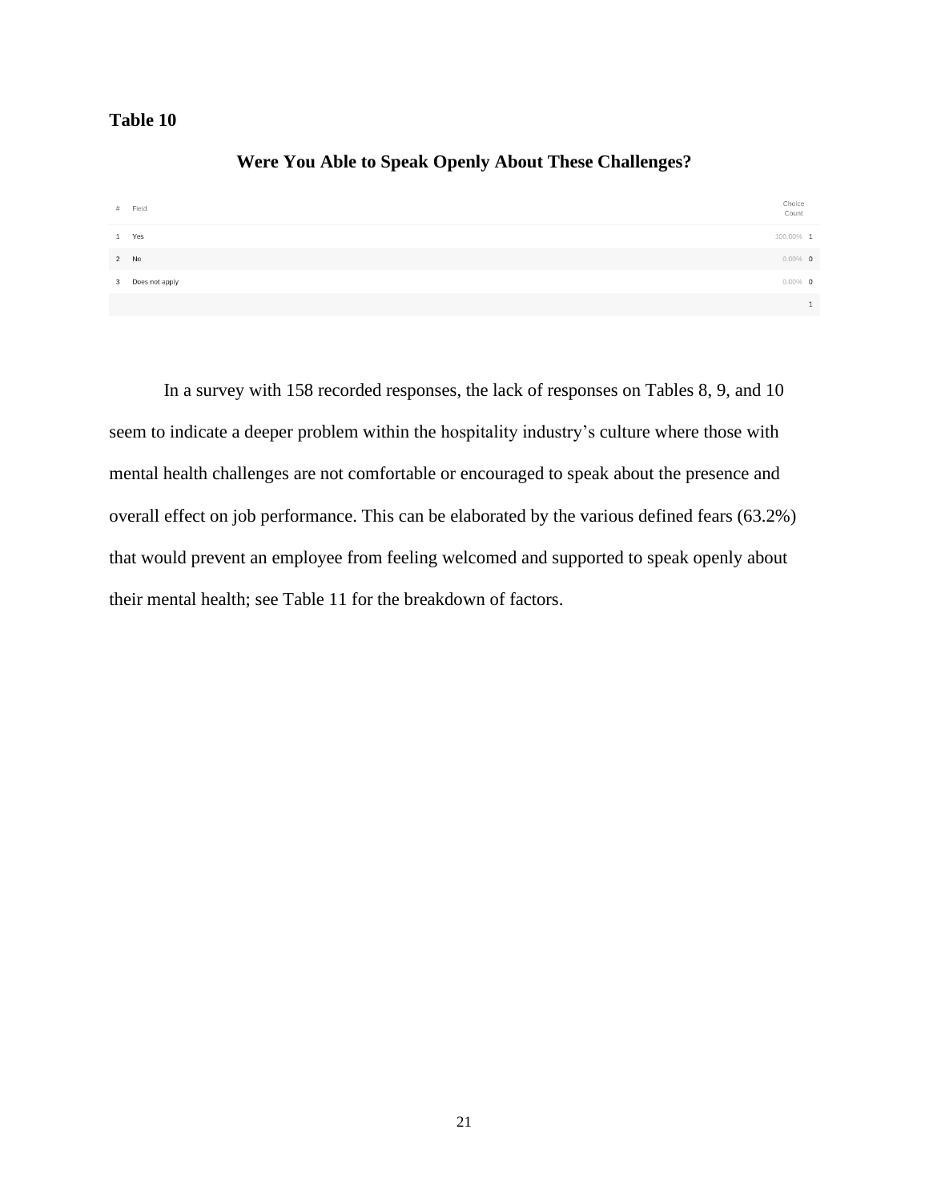**Table 10**

**Were You Able to Speak Openly About These Challenges?**

| # | Field | Choice Count | |
|---|---|---|---|
| 1 | Yes | 100.00% | 1 |
| 2 | No | 0.00% | 0 |
| 3 | Does not apply | 0.00% | 0 |
| | | | 1 |

In a survey with 158 recorded responses, the lack of responses on Tables 8, 9, and 10 seem to indicate a deeper problem within the hospitality industry's culture where those with mental health challenges are not comfortable or encouraged to speak about the presence and overall effect on job performance. This can be elaborated by the various defined fears (63.2%) that would prevent an employee from feeling welcomed and supported to speak openly about their mental health; see Table 11 for the breakdown of factors.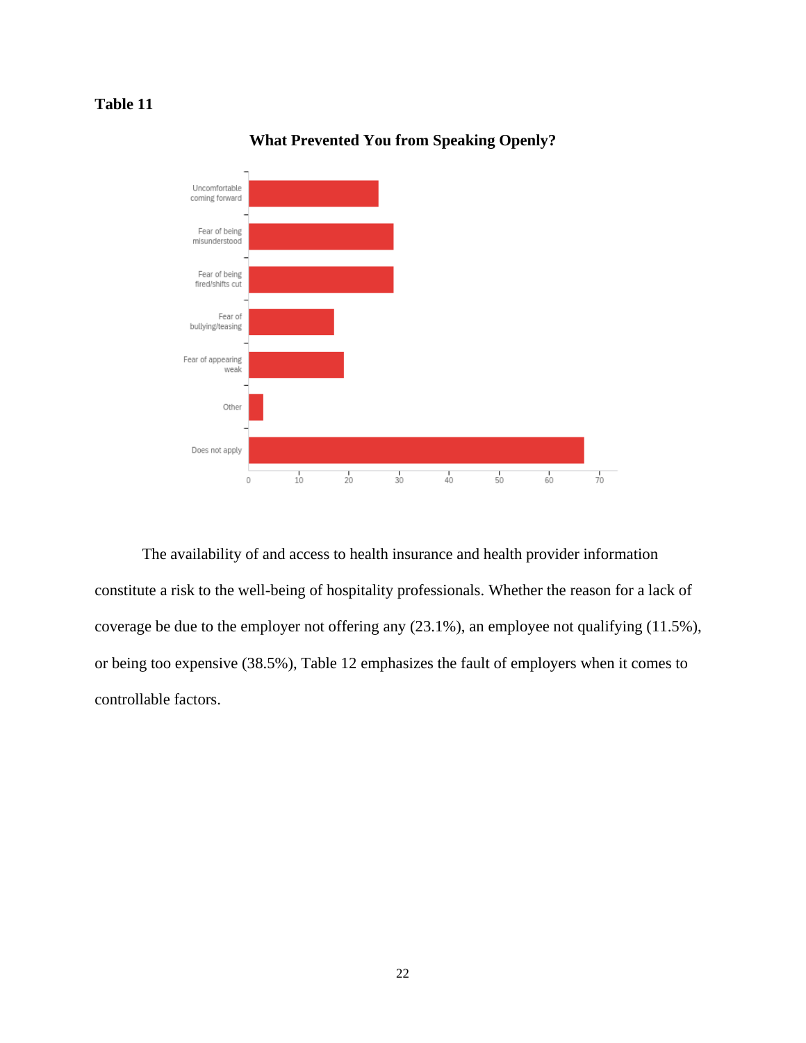**Table 11**

**What Prevented You from Speaking Openly?**

| Category | Value |
|---|---|
| Uncomfortable coming forward | 26 |
| Fear of being misunderstood | 29 |
| Fear of being fired/shifts cut | 29 |
| Fear of bullying/teasing | 17 |
| Fear of appearing weak | 19 |
| Other | 3 |
| Does not apply | 67 |

The availability of and access to health insurance and health provider information constitute a risk to the well-being of hospitality professionals. Whether the reason for a lack of coverage be due to the employer not offering any (23.1%), an employee not qualifying (11.5%), or being too expensive (38.5%), Table 12 emphasizes the fault of employers when it comes to controllable factors.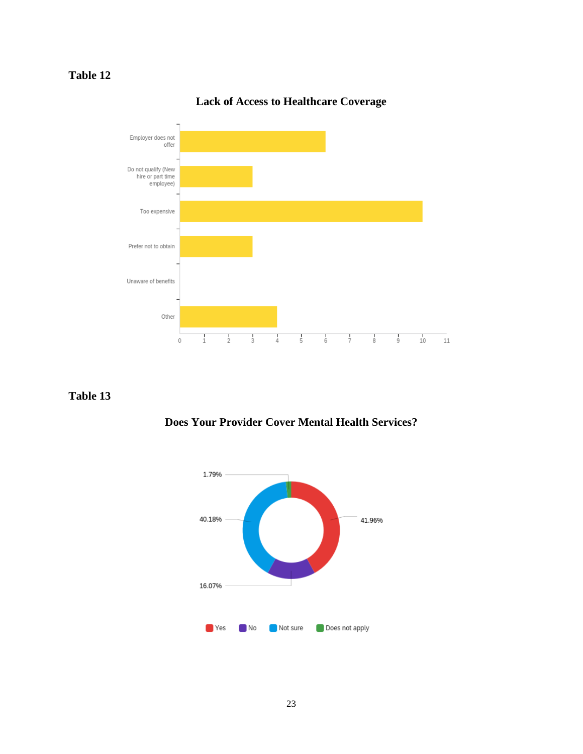**Table 12**

**Lack of Access to Healthcare Coverage**

| Reason | Count |
| --- | --- |
| Employer does not offer | 6 |
| Do not qualify (New hire or part time employee) | 3 |
| Too expensive | 10 |
| Prefer not to obtain | 3 |
| Unaware of benefits | 0 |
| Other | 4 |

**Table 13**

**Does Your Provider Cover Mental Health Services?**

| Response | Percentage |
| --- | --- |
| Yes | 41.96% |
| No | 16.07% |
| Not sure | 40.18% |
| Does not apply | 1.79% |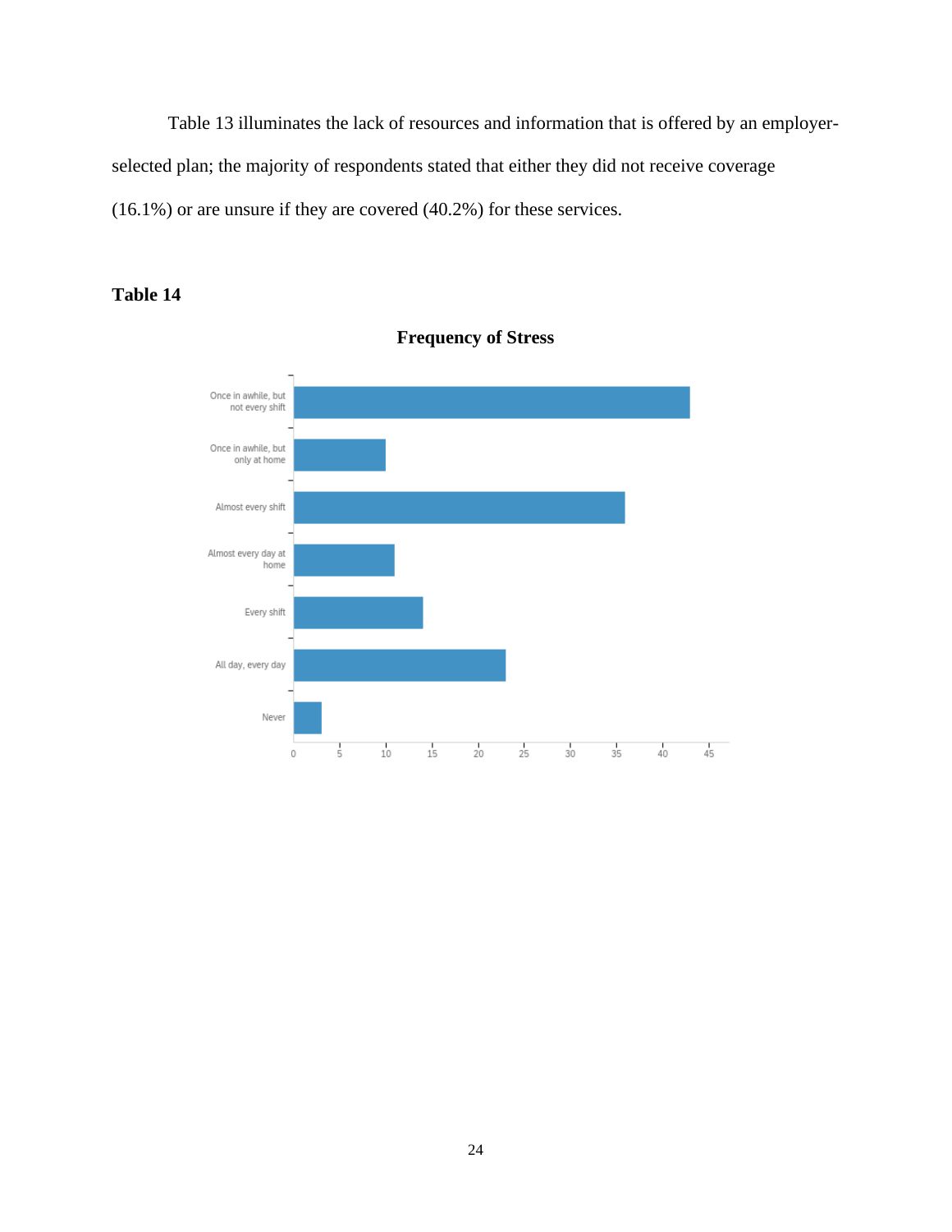Table 13 illuminates the lack of resources and information that is offered by an employer-selected plan; the majority of respondents stated that either they did not receive coverage (16.1%) or are unsure if they are covered (40.2%) for these services.

**Table 14**

**Frequency of Stress**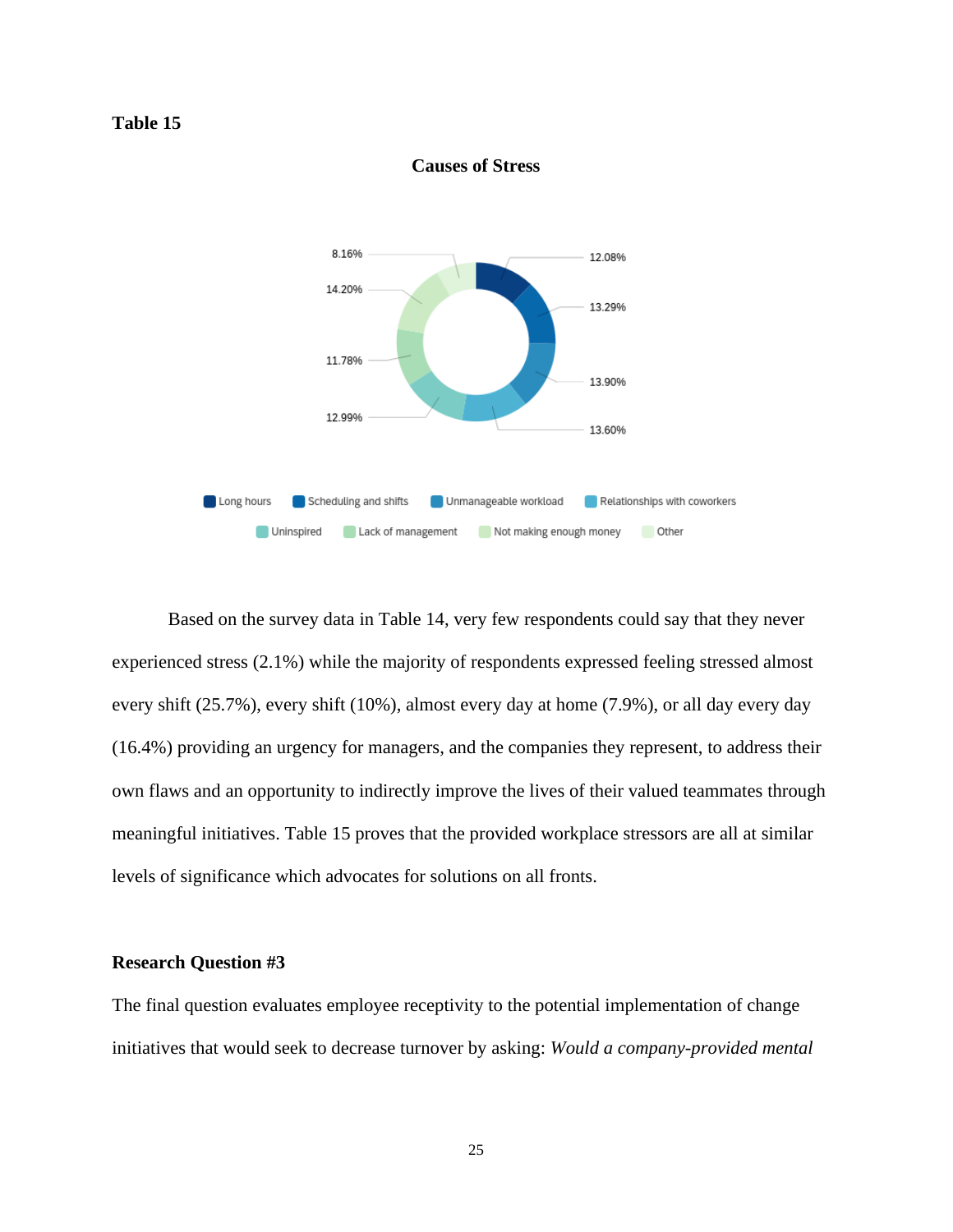**Table 15**

**Causes of Stress**

| Cause | Percentage |
|---|---|
| Long hours | 12.08% |
| Scheduling and shifts | 13.29% |
| Unmanageable workload | 13.90% |
| Relationships with coworkers | 13.60% |
| Uninspired | 12.99% |
| Lack of management | 11.78% |
| Not making enough money | 14.20% |
| Other | 8.16% |

Based on the survey data in Table 14, very few respondents could say that they never experienced stress (2.1%) while the majority of respondents expressed feeling stressed almost every shift (25.7%), every shift (10%), almost every day at home (7.9%), or all day every day (16.4%) providing an urgency for managers, and the companies they represent, to address their own flaws and an opportunity to indirectly improve the lives of their valued teammates through meaningful initiatives. Table 15 proves that the provided workplace stressors are all at similar levels of significance which advocates for solutions on all fronts.

**Research Question #3**

The final question evaluates employee receptivity to the potential implementation of change initiatives that would seek to decrease turnover by asking: *Would a company-provided mental*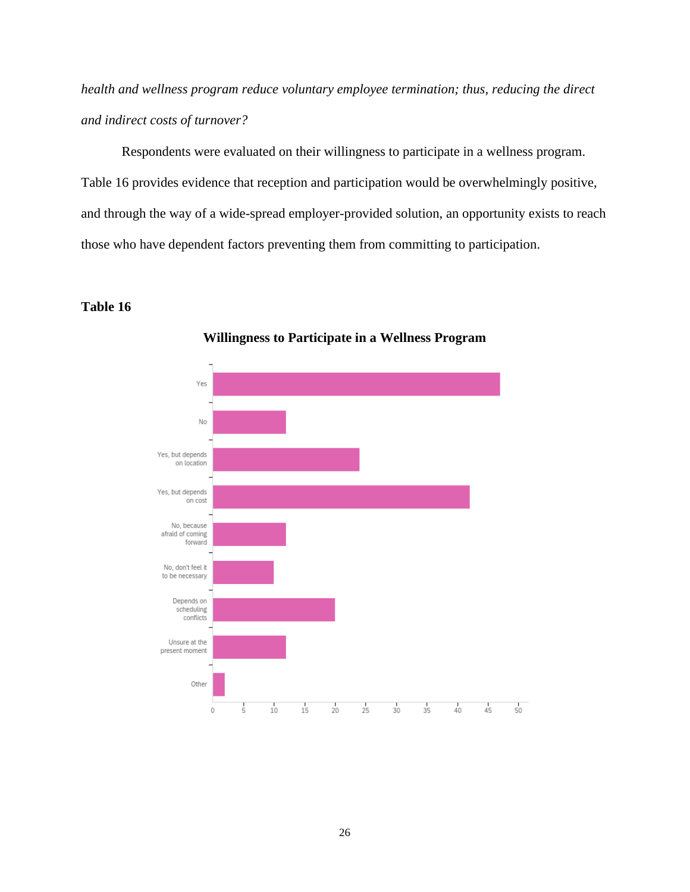*health and wellness program reduce voluntary employee termination; thus, reducing the direct and indirect costs of turnover?*

Respondents were evaluated on their willingness to participate in a wellness program. Table 16 provides evidence that reception and participation would be overwhelmingly positive, and through the way of a wide-spread employer-provided solution, an opportunity exists to reach those who have dependent factors preventing them from committing to participation.

**Table 16**

**Willingness to Participate in a Wellness Program**

| Response | Count (approx.) |
| --- | --- |
| Yes | 47 |
| No | 12 |
| Yes, but depends on location | 24 |
| Yes, but depends on cost | 42 |
| No, because afraid of coming forward | 12 |
| No, don't feel it to be necessary | 10 |
| Depends on scheduling conflicts | 20 |
| Unsure at the present moment | 12 |
| Other | 2 |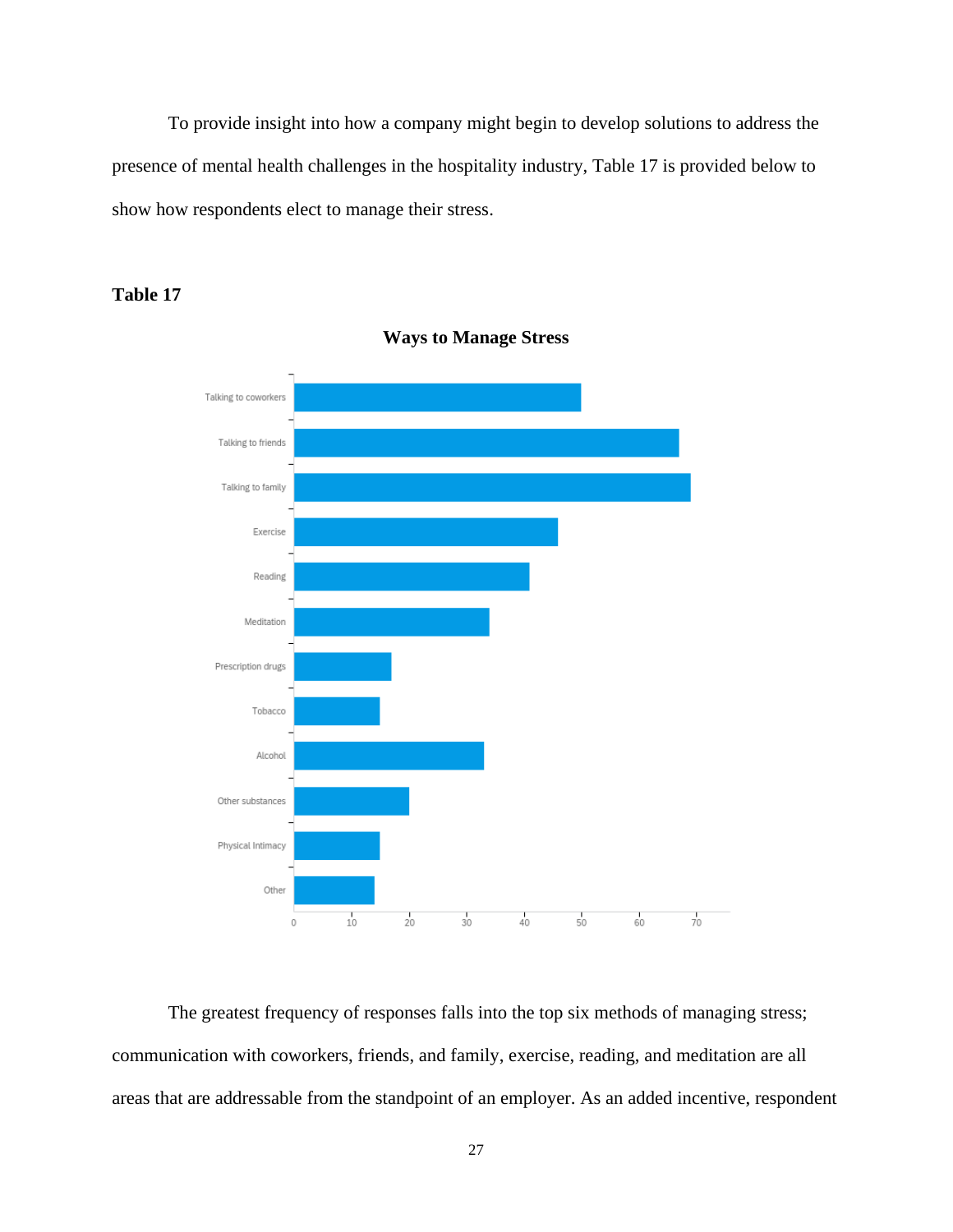To provide insight into how a company might begin to develop solutions to address the presence of mental health challenges in the hospitality industry, Table 17 is provided below to show how respondents elect to manage their stress.

**Table 17**

**Ways to Manage Stress**

The greatest frequency of responses falls into the top six methods of managing stress; communication with coworkers, friends, and family, exercise, reading, and meditation are all areas that are addressable from the standpoint of an employer. As an added incentive, respondent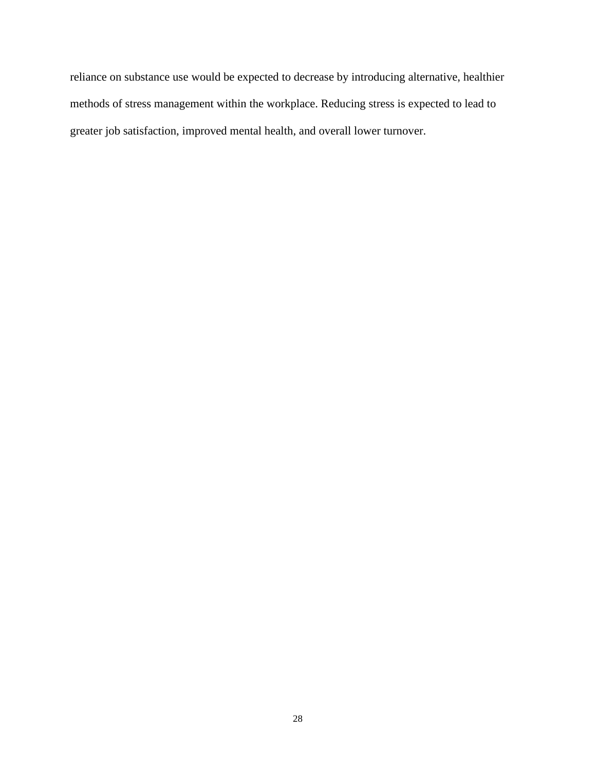reliance on substance use would be expected to decrease by introducing alternative, healthier methods of stress management within the workplace. Reducing stress is expected to lead to greater job satisfaction, improved mental health, and overall lower turnover.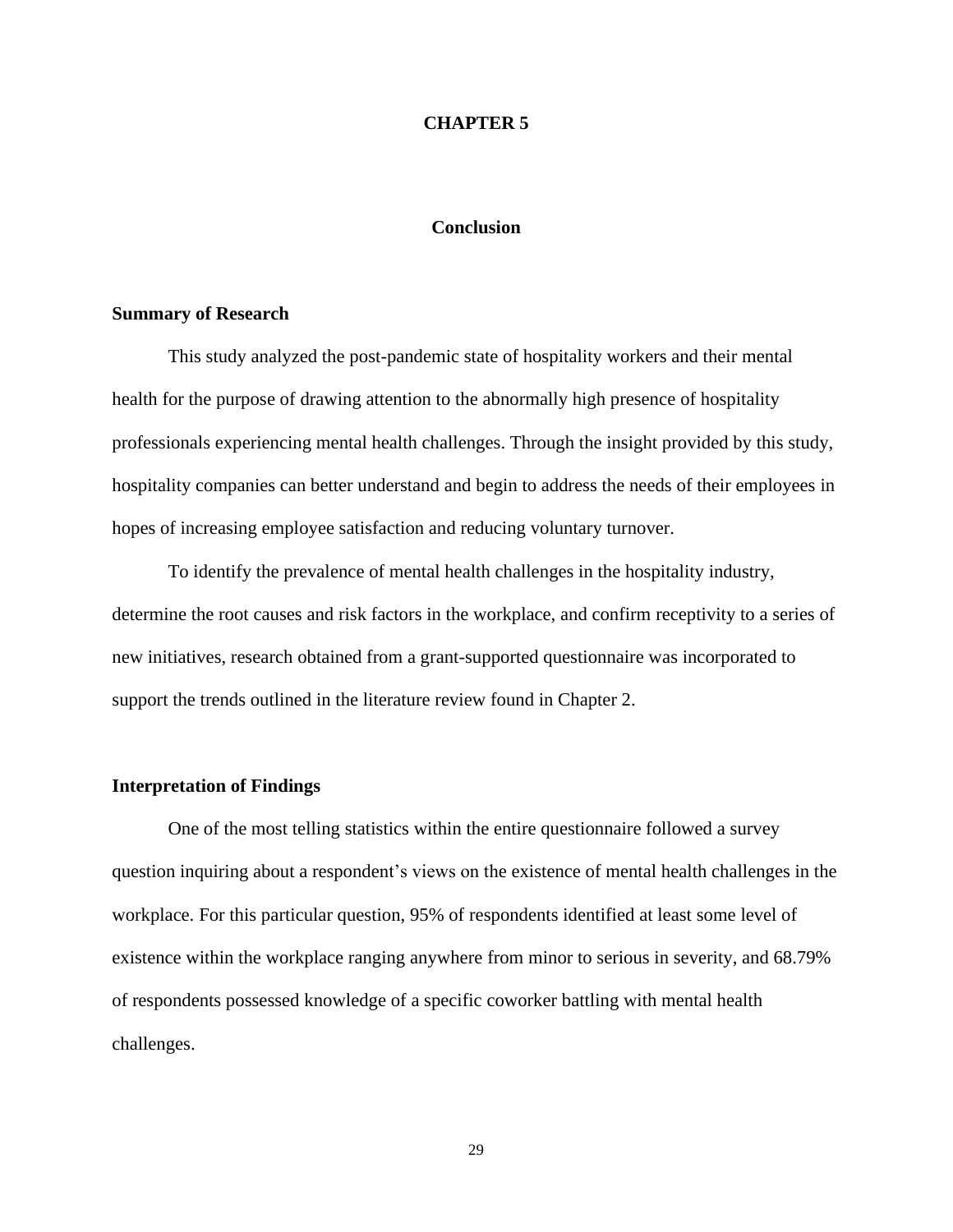# CHAPTER 5

## Conclusion

### Summary of Research

This study analyzed the post-pandemic state of hospitality workers and their mental health for the purpose of drawing attention to the abnormally high presence of hospitality professionals experiencing mental health challenges. Through the insight provided by this study, hospitality companies can better understand and begin to address the needs of their employees in hopes of increasing employee satisfaction and reducing voluntary turnover.

To identify the prevalence of mental health challenges in the hospitality industry, determine the root causes and risk factors in the workplace, and confirm receptivity to a series of new initiatives, research obtained from a grant-supported questionnaire was incorporated to support the trends outlined in the literature review found in Chapter 2.

### Interpretation of Findings

One of the most telling statistics within the entire questionnaire followed a survey question inquiring about a respondent's views on the existence of mental health challenges in the workplace. For this particular question, 95% of respondents identified at least some level of existence within the workplace ranging anywhere from minor to serious in severity, and 68.79% of respondents possessed knowledge of a specific coworker battling with mental health challenges.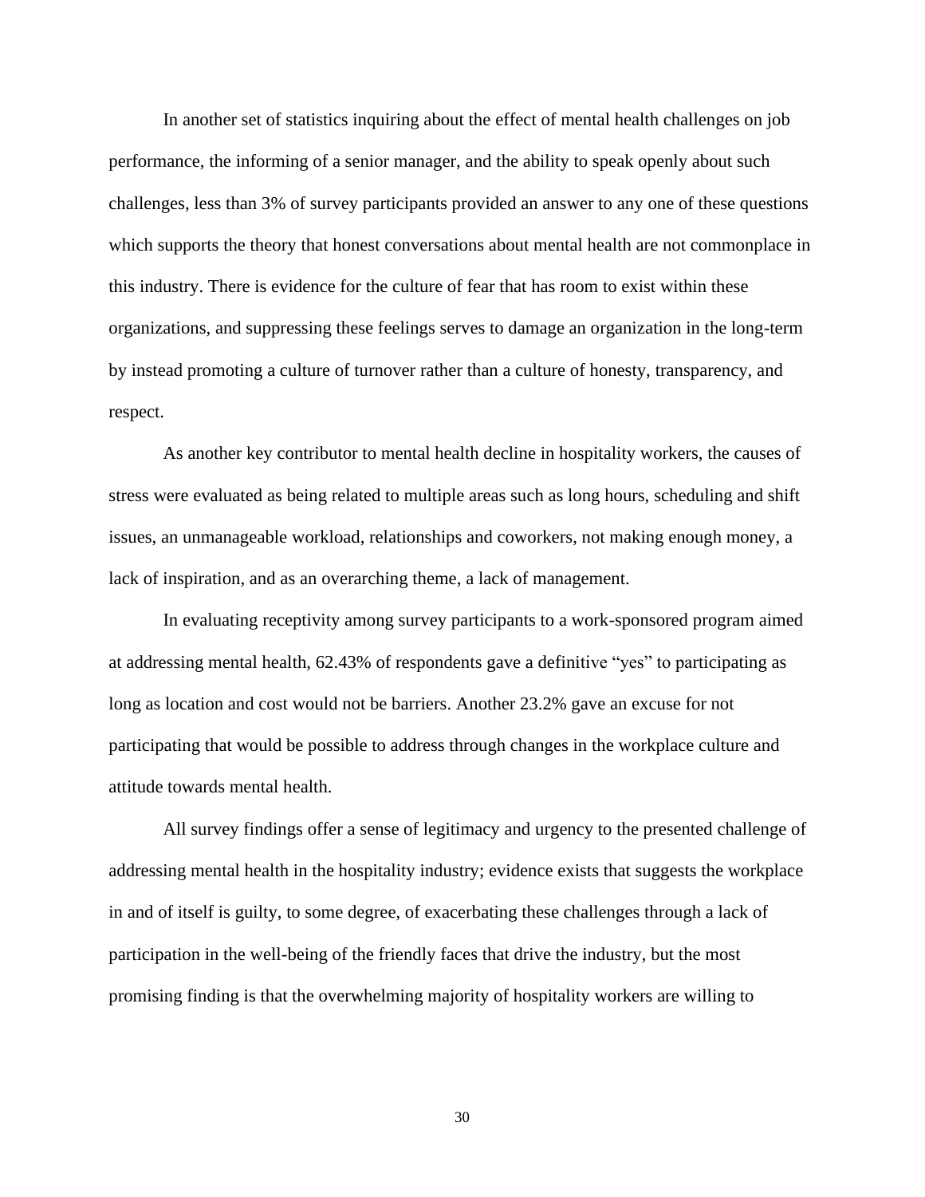In another set of statistics inquiring about the effect of mental health challenges on job performance, the informing of a senior manager, and the ability to speak openly about such challenges, less than 3% of survey participants provided an answer to any one of these questions which supports the theory that honest conversations about mental health are not commonplace in this industry. There is evidence for the culture of fear that has room to exist within these organizations, and suppressing these feelings serves to damage an organization in the long-term by instead promoting a culture of turnover rather than a culture of honesty, transparency, and respect.

As another key contributor to mental health decline in hospitality workers, the causes of stress were evaluated as being related to multiple areas such as long hours, scheduling and shift issues, an unmanageable workload, relationships and coworkers, not making enough money, a lack of inspiration, and as an overarching theme, a lack of management.

In evaluating receptivity among survey participants to a work-sponsored program aimed at addressing mental health, 62.43% of respondents gave a definitive "yes" to participating as long as location and cost would not be barriers. Another 23.2% gave an excuse for not participating that would be possible to address through changes in the workplace culture and attitude towards mental health.

All survey findings offer a sense of legitimacy and urgency to the presented challenge of addressing mental health in the hospitality industry; evidence exists that suggests the workplace in and of itself is guilty, to some degree, of exacerbating these challenges through a lack of participation in the well-being of the friendly faces that drive the industry, but the most promising finding is that the overwhelming majority of hospitality workers are willing to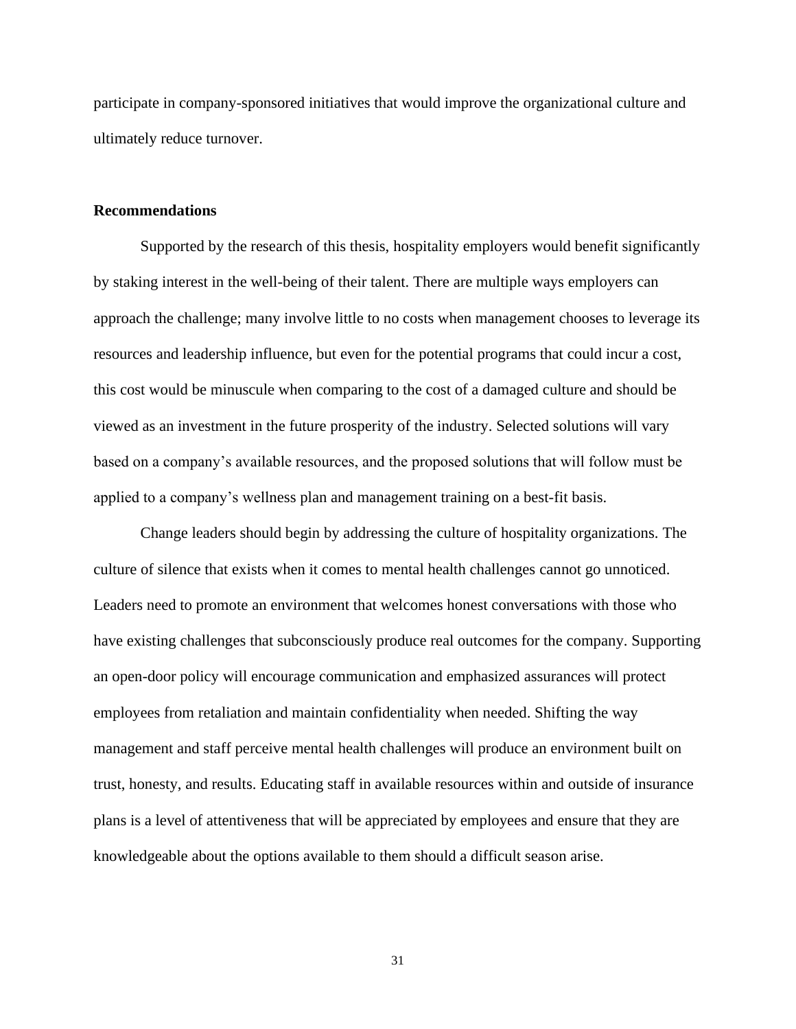participate in company-sponsored initiatives that would improve the organizational culture and ultimately reduce turnover.

### Recommendations

Supported by the research of this thesis, hospitality employers would benefit significantly by staking interest in the well-being of their talent. There are multiple ways employers can approach the challenge; many involve little to no costs when management chooses to leverage its resources and leadership influence, but even for the potential programs that could incur a cost, this cost would be minuscule when comparing to the cost of a damaged culture and should be viewed as an investment in the future prosperity of the industry. Selected solutions will vary based on a company's available resources, and the proposed solutions that will follow must be applied to a company's wellness plan and management training on a best-fit basis.

Change leaders should begin by addressing the culture of hospitality organizations. The culture of silence that exists when it comes to mental health challenges cannot go unnoticed. Leaders need to promote an environment that welcomes honest conversations with those who have existing challenges that subconsciously produce real outcomes for the company. Supporting an open-door policy will encourage communication and emphasized assurances will protect employees from retaliation and maintain confidentiality when needed. Shifting the way management and staff perceive mental health challenges will produce an environment built on trust, honesty, and results. Educating staff in available resources within and outside of insurance plans is a level of attentiveness that will be appreciated by employees and ensure that they are knowledgeable about the options available to them should a difficult season arise.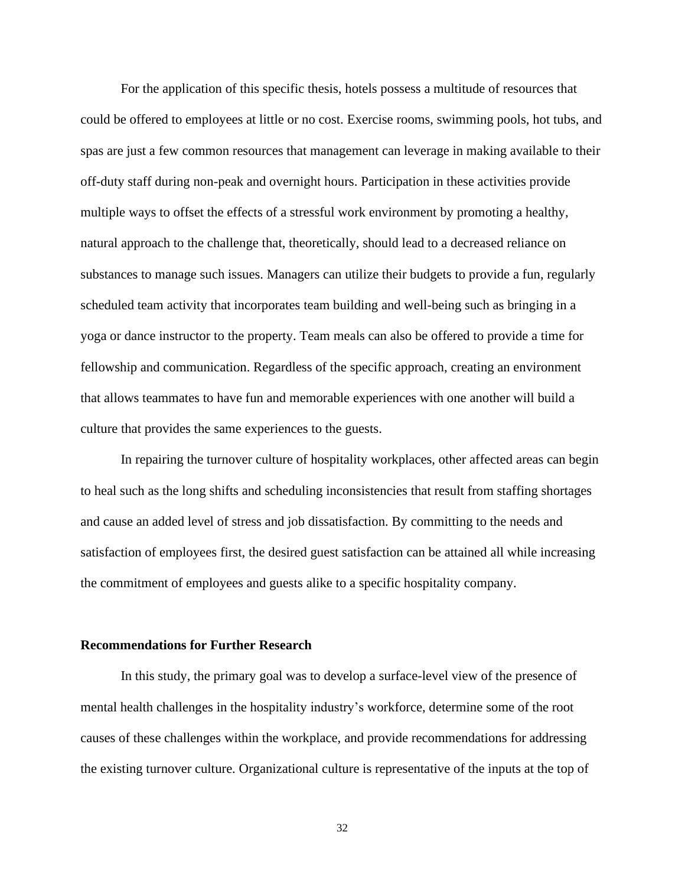For the application of this specific thesis, hotels possess a multitude of resources that could be offered to employees at little or no cost. Exercise rooms, swimming pools, hot tubs, and spas are just a few common resources that management can leverage in making available to their off-duty staff during non-peak and overnight hours. Participation in these activities provide multiple ways to offset the effects of a stressful work environment by promoting a healthy, natural approach to the challenge that, theoretically, should lead to a decreased reliance on substances to manage such issues. Managers can utilize their budgets to provide a fun, regularly scheduled team activity that incorporates team building and well-being such as bringing in a yoga or dance instructor to the property. Team meals can also be offered to provide a time for fellowship and communication. Regardless of the specific approach, creating an environment that allows teammates to have fun and memorable experiences with one another will build a culture that provides the same experiences to the guests.

In repairing the turnover culture of hospitality workplaces, other affected areas can begin to heal such as the long shifts and scheduling inconsistencies that result from staffing shortages and cause an added level of stress and job dissatisfaction. By committing to the needs and satisfaction of employees first, the desired guest satisfaction can be attained all while increasing the commitment of employees and guests alike to a specific hospitality company.

## Recommendations for Further Research

In this study, the primary goal was to develop a surface-level view of the presence of mental health challenges in the hospitality industry's workforce, determine some of the root causes of these challenges within the workplace, and provide recommendations for addressing the existing turnover culture. Organizational culture is representative of the inputs at the top of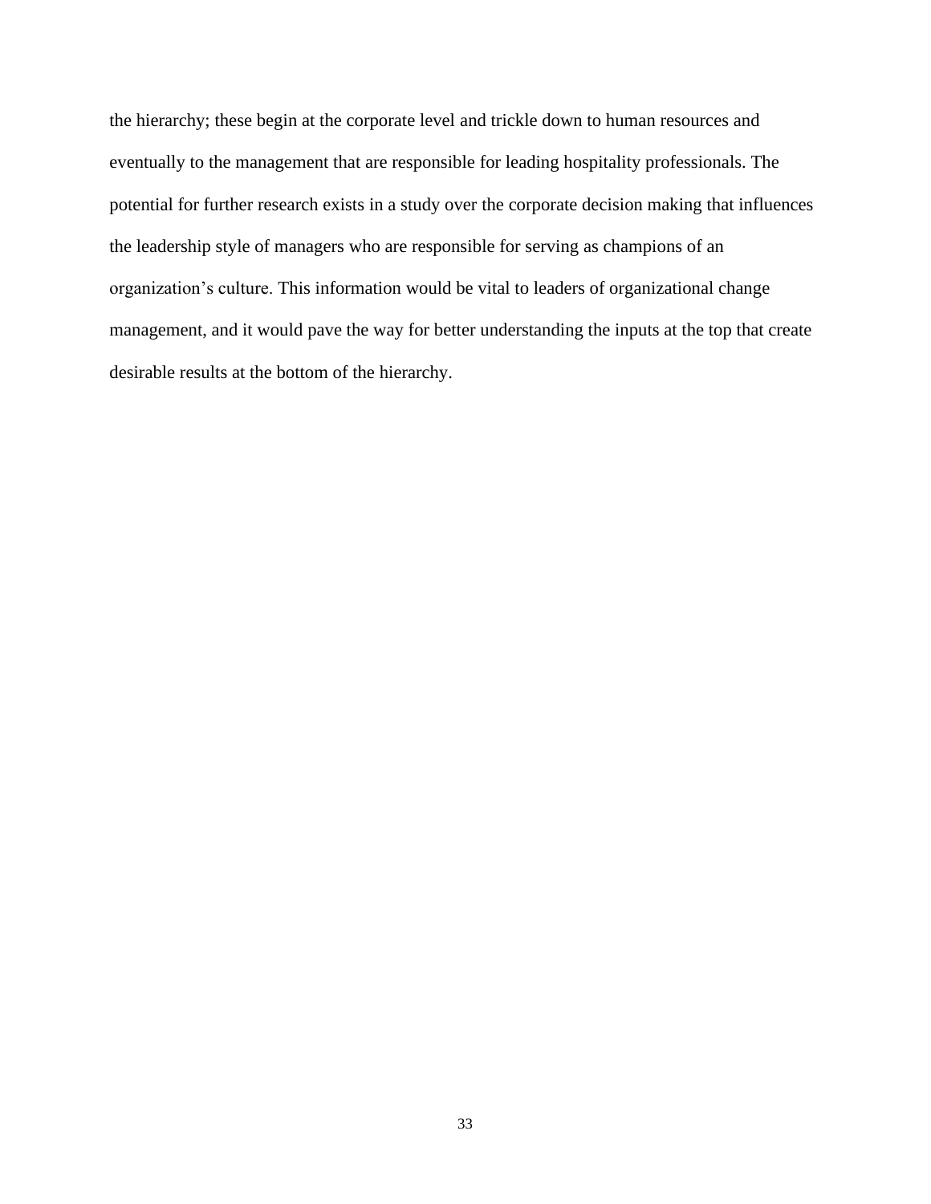the hierarchy; these begin at the corporate level and trickle down to human resources and eventually to the management that are responsible for leading hospitality professionals. The potential for further research exists in a study over the corporate decision making that influences the leadership style of managers who are responsible for serving as champions of an organization's culture. This information would be vital to leaders of organizational change management, and it would pave the way for better understanding the inputs at the top that create desirable results at the bottom of the hierarchy.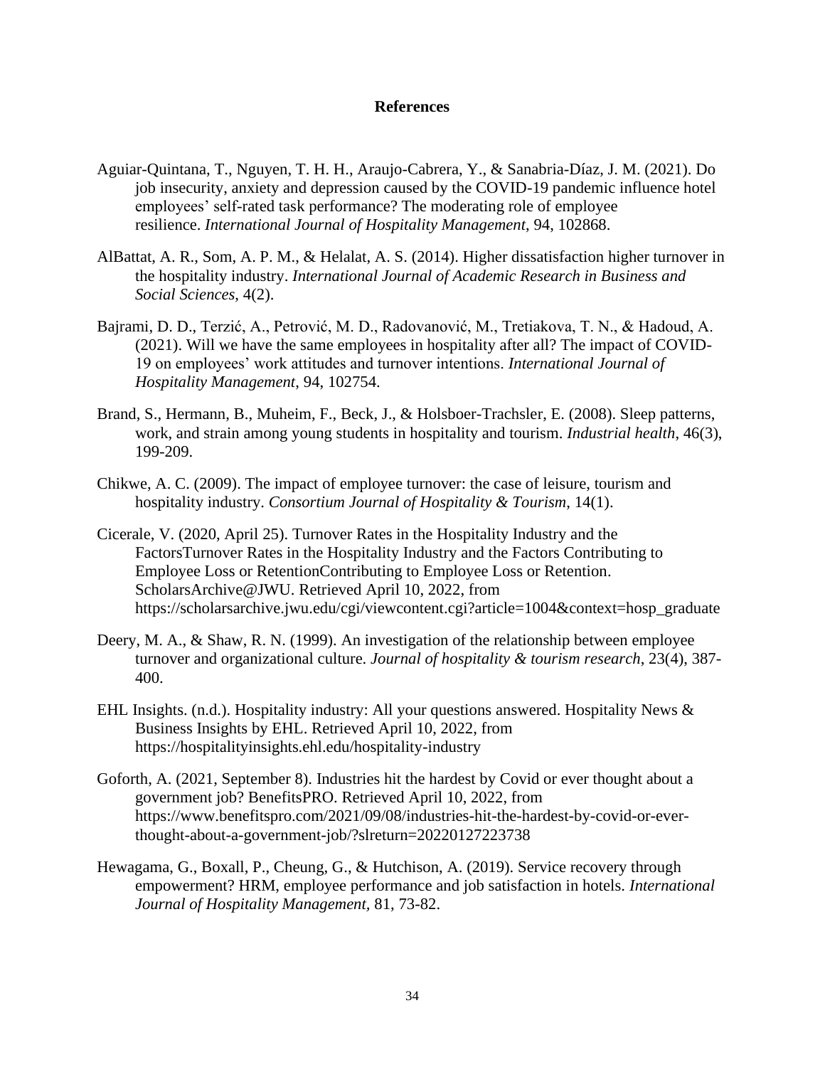**References**

Aguiar-Quintana, T., Nguyen, T. H. H., Araujo-Cabrera, Y., & Sanabria-Díaz, J. M. (2021). Do job insecurity, anxiety and depression caused by the COVID-19 pandemic influence hotel employees' self-rated task performance? The moderating role of employee resilience. *International Journal of Hospitality Management*, 94, 102868.

AlBattat, A. R., Som, A. P. M., & Helalat, A. S. (2014). Higher dissatisfaction higher turnover in the hospitality industry. *International Journal of Academic Research in Business and Social Sciences*, 4(2).

Bajrami, D. D., Terzić, A., Petrović, M. D., Radovanović, M., Tretiakova, T. N., & Hadoud, A. (2021). Will we have the same employees in hospitality after all? The impact of COVID-19 on employees' work attitudes and turnover intentions. *International Journal of Hospitality Management*, 94, 102754.

Brand, S., Hermann, B., Muheim, F., Beck, J., & Holsboer-Trachsler, E. (2008). Sleep patterns, work, and strain among young students in hospitality and tourism. *Industrial health*, 46(3), 199-209.

Chikwe, A. C. (2009). The impact of employee turnover: the case of leisure, tourism and hospitality industry. *Consortium Journal of Hospitality & Tourism*, 14(1).

Cicerale, V. (2020, April 25). Turnover Rates in the Hospitality Industry and the FactorsTurnover Rates in the Hospitality Industry and the Factors Contributing to Employee Loss or RetentionContributing to Employee Loss or Retention. ScholarsArchive@JWU. Retrieved April 10, 2022, from https://scholarsarchive.jwu.edu/cgi/viewcontent.cgi?article=1004&context=hosp_graduate

Deery, M. A., & Shaw, R. N. (1999). An investigation of the relationship between employee turnover and organizational culture. *Journal of hospitality & tourism research*, 23(4), 387-400.

EHL Insights. (n.d.). Hospitality industry: All your questions answered. Hospitality News & Business Insights by EHL. Retrieved April 10, 2022, from https://hospitalityinsights.ehl.edu/hospitality-industry

Goforth, A. (2021, September 8). Industries hit the hardest by Covid or ever thought about a government job? BenefitsPRO. Retrieved April 10, 2022, from https://www.benefitspro.com/2021/09/08/industries-hit-the-hardest-by-covid-or-ever-thought-about-a-government-job/?slreturn=20220127223738

Hewagama, G., Boxall, P., Cheung, G., & Hutchison, A. (2019). Service recovery through empowerment? HRM, employee performance and job satisfaction in hotels. *International Journal of Hospitality Management*, 81, 73-82.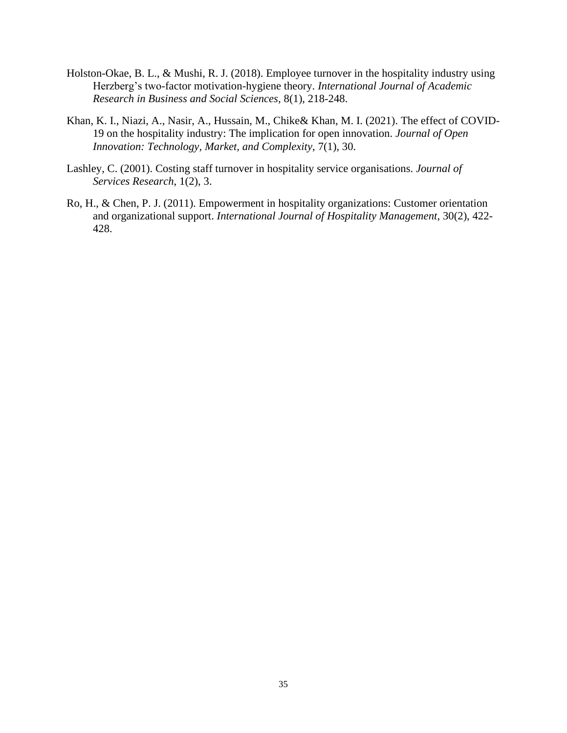Holston-Okae, B. L., & Mushi, R. J. (2018). Employee turnover in the hospitality industry using Herzberg's two-factor motivation-hygiene theory. *International Journal of Academic Research in Business and Social Sciences*, 8(1), 218-248.

Khan, K. I., Niazi, A., Nasir, A., Hussain, M., Chike& Khan, M. I. (2021). The effect of COVID-19 on the hospitality industry: The implication for open innovation. *Journal of Open Innovation: Technology, Market, and Complexity*, 7(1), 30.

Lashley, C. (2001). Costing staff turnover in hospitality service organisations. *Journal of Services Research*, 1(2), 3.

Ro, H., & Chen, P. J. (2011). Empowerment in hospitality organizations: Customer orientation and organizational support. *International Journal of Hospitality Management*, 30(2), 422-428.